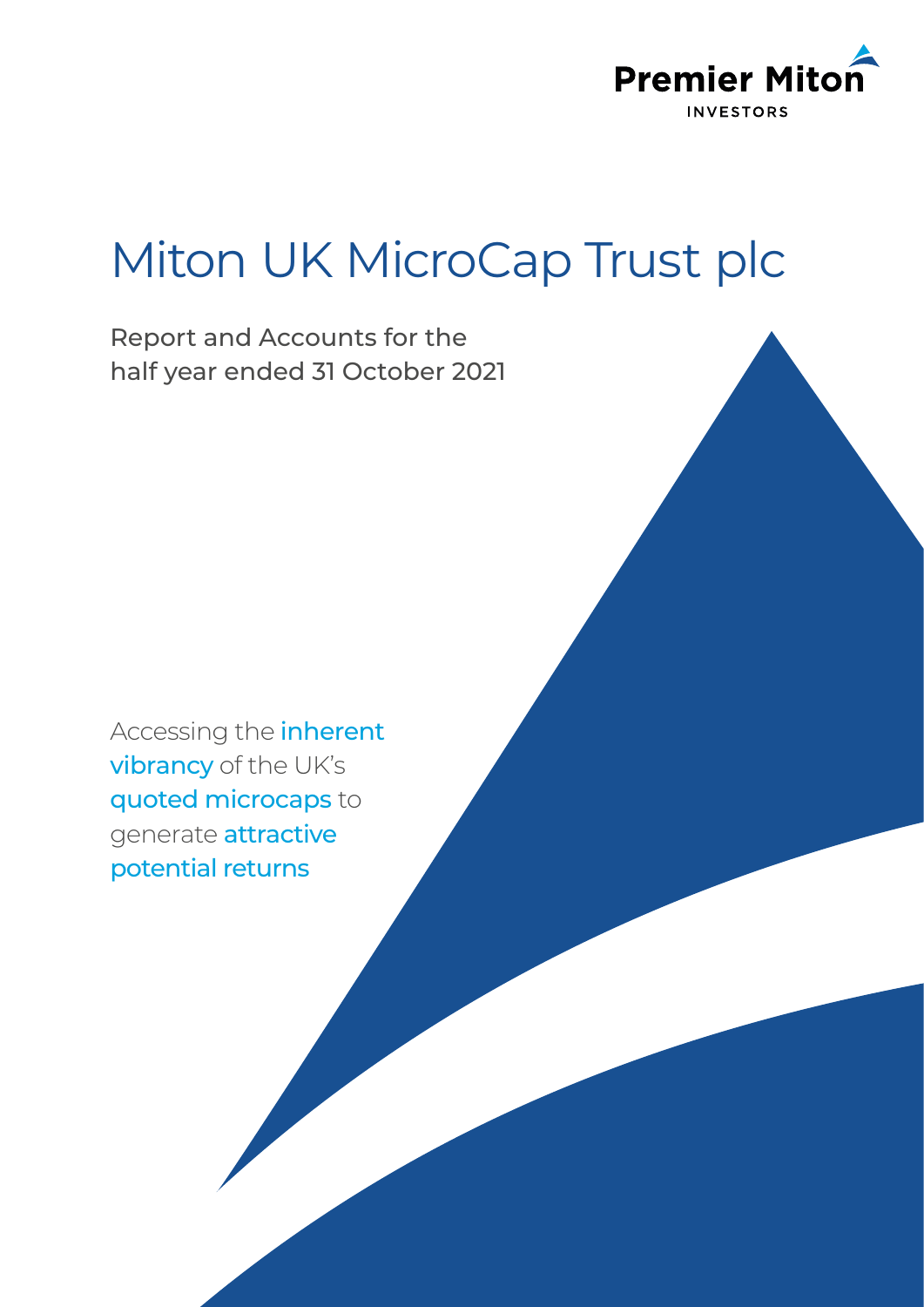Premier Miton
INVESTORS

# Miton UK MicroCap Trust plc

Report and Accounts for the half year ended 31 October 2021

Accessing the **inherent vibrancy** of the UK's **quoted microcaps** to generate **attractive potential returns**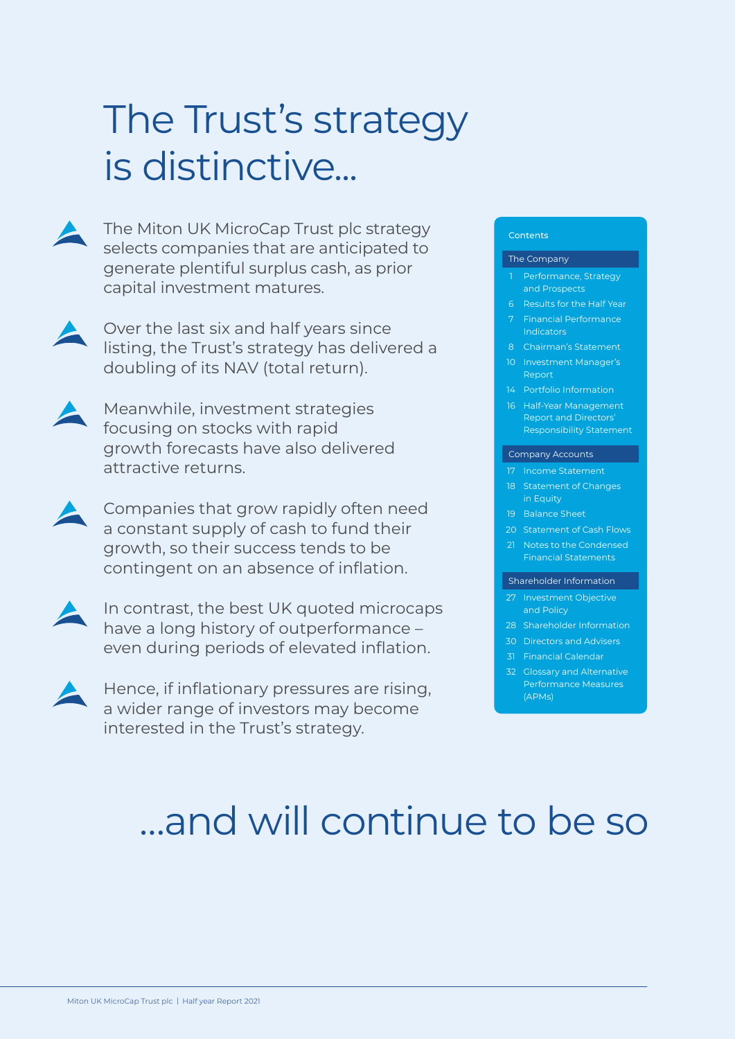# The Trust's strategy is distinctive...

- The Miton UK MicroCap Trust plc strategy selects companies that are anticipated to generate plentiful surplus cash, as prior capital investment matures.
- Over the last six and half years since listing, the Trust's strategy has delivered a doubling of its NAV (total return).
- Meanwhile, investment strategies focusing on stocks with rapid growth forecasts have also delivered attractive returns.
- Companies that grow rapidly often need a constant supply of cash to fund their growth, so their success tends to be contingent on an absence of inflation.
- In contrast, the best UK quoted microcaps have a long history of outperformance – even during periods of elevated inflation.
- Hence, if inflationary pressures are rising, a wider range of investors may become interested in the Trust's strategy.

## Contents

**The Company**

1 Performance, Strategy and Prospects
6 Results for the Half Year
7 Financial Performance Indicators
8 Chairman's Statement
10 Investment Manager's Report
14 Portfolio Information
16 Half-Year Management Report and Directors' Responsibility Statement

**Company Accounts**

17 Income Statement
18 Statement of Changes in Equity
19 Balance Sheet
20 Statement of Cash Flows
21 Notes to the Condensed Financial Statements

**Shareholder Information**

27 Investment Objective and Policy
28 Shareholder Information
30 Directors and Advisers
31 Financial Calendar
32 Glossary and Alternative Performance Measures (APMs)

# ...and will continue to be so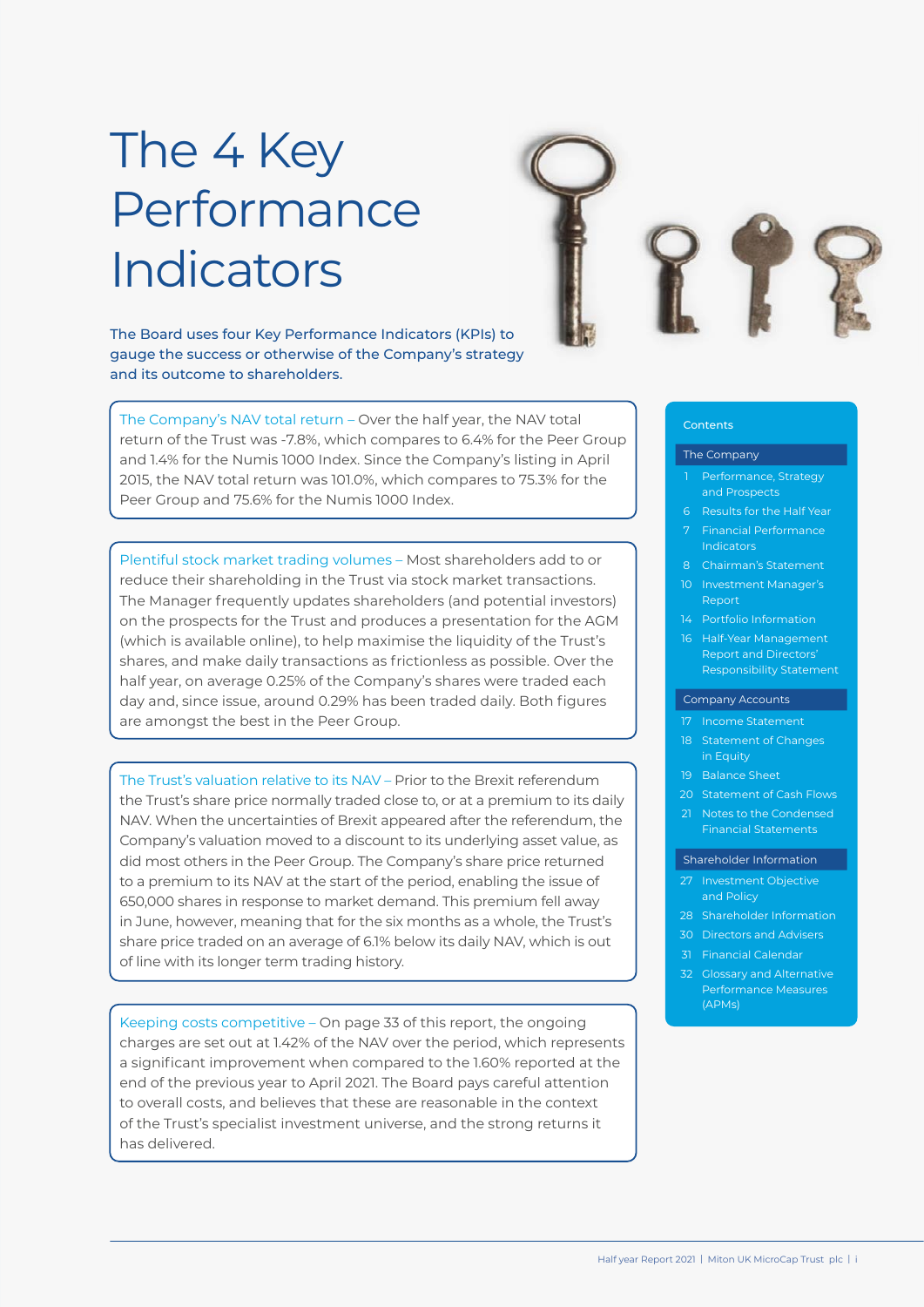# The 4 Key Performance Indicators

The Board uses four Key Performance Indicators (KPIs) to gauge the success or otherwise of the Company's strategy and its outcome to shareholders.

**The Company's NAV total return** – Over the half year, the NAV total return of the Trust was -7.8%, which compares to 6.4% for the Peer Group and 1.4% for the Numis 1000 Index. Since the Company's listing in April 2015, the NAV total return was 101.0%, which compares to 75.3% for the Peer Group and 75.6% for the Numis 1000 Index.

**Plentiful stock market trading volumes** – Most shareholders add to or reduce their shareholding in the Trust via stock market transactions. The Manager frequently updates shareholders (and potential investors) on the prospects for the Trust and produces a presentation for the AGM (which is available online), to help maximise the liquidity of the Trust's shares, and make daily transactions as frictionless as possible. Over the half year, on average 0.25% of the Company's shares were traded each day and, since issue, around 0.29% has been traded daily. Both figures are amongst the best in the Peer Group.

**The Trust's valuation relative to its NAV** – Prior to the Brexit referendum the Trust's share price normally traded close to, or at a premium to its daily NAV. When the uncertainties of Brexit appeared after the referendum, the Company's valuation moved to a discount to its underlying asset value, as did most others in the Peer Group. The Company's share price returned to a premium to its NAV at the start of the period, enabling the issue of 650,000 shares in response to market demand. This premium fell away in June, however, meaning that for the six months as a whole, the Trust's share price traded on an average of 6.1% below its daily NAV, which is out of line with its longer term trading history.

**Keeping costs competitive** – On page 33 of this report, the ongoing charges are set out at 1.42% of the NAV over the period, which represents a significant improvement when compared to the 1.60% reported at the end of the previous year to April 2021. The Board pays careful attention to overall costs, and believes that these are reasonable in the context of the Trust's specialist investment universe, and the strong returns it has delivered.

## Contents

**The Company**

- 1 Performance, Strategy and Prospects
- 6 Results for the Half Year
- 7 Financial Performance Indicators
- 8 Chairman's Statement
- 10 Investment Manager's Report
- 14 Portfolio Information
- 16 Half-Year Management Report and Directors' Responsibility Statement

**Company Accounts**

- 17 Income Statement
- 18 Statement of Changes in Equity
- 19 Balance Sheet
- 20 Statement of Cash Flows
- 21 Notes to the Condensed Financial Statements

**Shareholder Information**

- 27 Investment Objective and Policy
- 28 Shareholder Information
- 30 Directors and Advisers
- 31 Financial Calendar
- 32 Glossary and Alternative Performance Measures (APMs)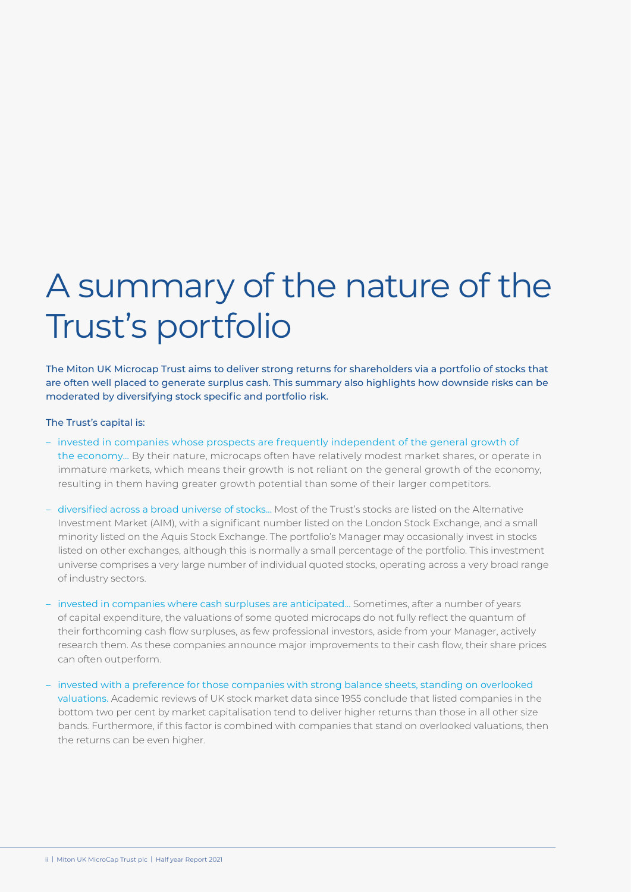# A summary of the nature of the Trust's portfolio

**The Miton UK Microcap Trust aims to deliver strong returns for shareholders via a portfolio of stocks that are often well placed to generate surplus cash. This summary also highlights how downside risks can be moderated by diversifying stock specific and portfolio risk.**

**The Trust's capital is:**

- invested in companies whose prospects are frequently independent of the general growth of the economy... By their nature, microcaps often have relatively modest market shares, or operate in immature markets, which means their growth is not reliant on the general growth of the economy, resulting in them having greater growth potential than some of their larger competitors.
- diversified across a broad universe of stocks... Most of the Trust's stocks are listed on the Alternative Investment Market (AIM), with a significant number listed on the London Stock Exchange, and a small minority listed on the Aquis Stock Exchange. The portfolio's Manager may occasionally invest in stocks listed on other exchanges, although this is normally a small percentage of the portfolio. This investment universe comprises a very large number of individual quoted stocks, operating across a very broad range of industry sectors.
- invested in companies where cash surpluses are anticipated... Sometimes, after a number of years of capital expenditure, the valuations of some quoted microcaps do not fully reflect the quantum of their forthcoming cash flow surpluses, as few professional investors, aside from your Manager, actively research them. As these companies announce major improvements to their cash flow, their share prices can often outperform.
- invested with a preference for those companies with strong balance sheets, standing on overlooked valuations. Academic reviews of UK stock market data since 1955 conclude that listed companies in the bottom two per cent by market capitalisation tend to deliver higher returns than those in all other size bands. Furthermore, if this factor is combined with companies that stand on overlooked valuations, then the returns can be even higher.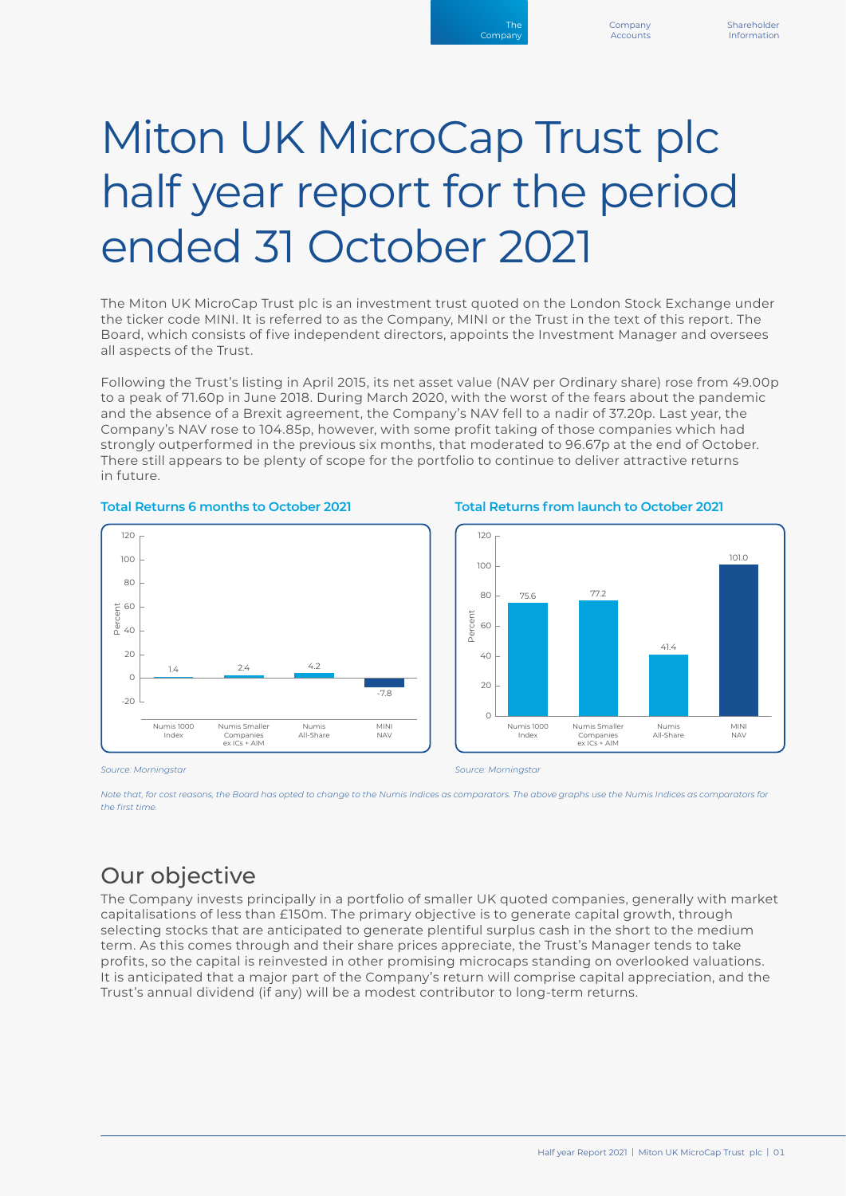# Miton UK MicroCap Trust plc half year report for the period ended 31 October 2021

The Miton UK MicroCap Trust plc is an investment trust quoted on the London Stock Exchange under the ticker code MINI. It is referred to as the Company, MINI or the Trust in the text of this report. The Board, which consists of five independent directors, appoints the Investment Manager and oversees all aspects of the Trust.

Following the Trust's listing in April 2015, its net asset value (NAV per Ordinary share) rose from 49.00p to a peak of 71.60p in June 2018. During March 2020, with the worst of the fears about the pandemic and the absence of a Brexit agreement, the Company's NAV fell to a nadir of 37.20p. Last year, the Company's NAV rose to 104.85p, however, with some profit taking of those companies which had strongly outperformed in the previous six months, that moderated to 96.67p at the end of October. There still appears to be plenty of scope for the portfolio to continue to deliver attractive returns in future.

**Total Returns 6 months to October 2021**

Percent

120
100
80
60
40
20
0
-20

1.4
2.4
4.2
-7.8

Numis 1000 Index
Numis Smaller Companies ex ICs + AIM
Numis All-Share
MINI NAV

*Source: Morningstar*

**Total Returns from launch to October 2021**

Percent

120
100
80
60
40
20
0

75.6
77.2
41.4
101.0

Numis 1000 Index
Numis Smaller Companies ex ICs + AIM
Numis All-Share
MINI NAV

*Source: Morningstar*

*Note that, for cost reasons, the Board has opted to change to the Numis Indices as comparators. The above graphs use the Numis Indices as comparators for the first time.*

## Our objective

The Company invests principally in a portfolio of smaller UK quoted companies, generally with market capitalisations of less than £150m. The primary objective is to generate capital growth, through selecting stocks that are anticipated to generate plentiful surplus cash in the short to the medium term. As this comes through and their share prices appreciate, the Trust's Manager tends to take profits, so the capital is reinvested in other promising microcaps standing on overlooked valuations. It is anticipated that a major part of the Company's return will comprise capital appreciation, and the Trust's annual dividend (if any) will be a modest contributor to long-term returns.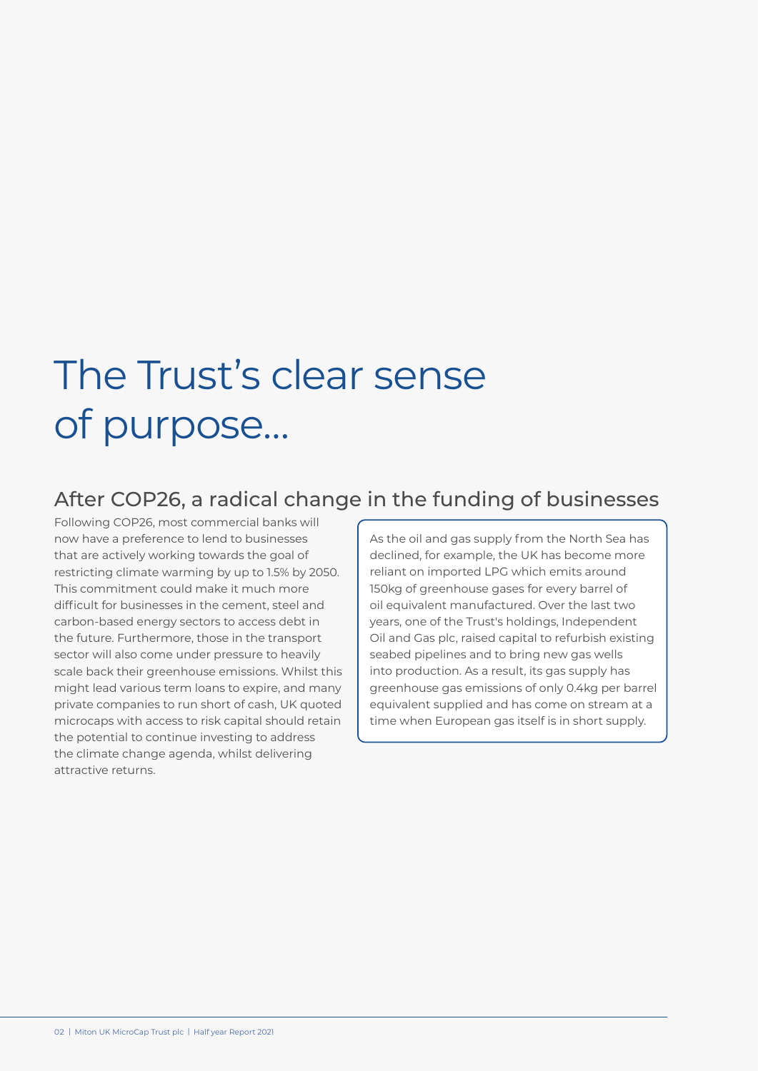# The Trust's clear sense of purpose...

## After COP26, a radical change in the funding of businesses

Following COP26, most commercial banks will now have a preference to lend to businesses that are actively working towards the goal of restricting climate warming by up to 1.5% by 2050. This commitment could make it much more difficult for businesses in the cement, steel and carbon-based energy sectors to access debt in the future. Furthermore, those in the transport sector will also come under pressure to heavily scale back their greenhouse emissions. Whilst this might lead various term loans to expire, and many private companies to run short of cash, UK quoted microcaps with access to risk capital should retain the potential to continue investing to address the climate change agenda, whilst delivering attractive returns.

As the oil and gas supply from the North Sea has declined, for example, the UK has become more reliant on imported LPG which emits around 150kg of greenhouse gases for every barrel of oil equivalent manufactured. Over the last two years, one of the Trust's holdings, Independent Oil and Gas plc, raised capital to refurbish existing seabed pipelines and to bring new gas wells into production. As a result, its gas supply has greenhouse gas emissions of only 0.4kg per barrel equivalent supplied and has come on stream at a time when European gas itself is in short supply.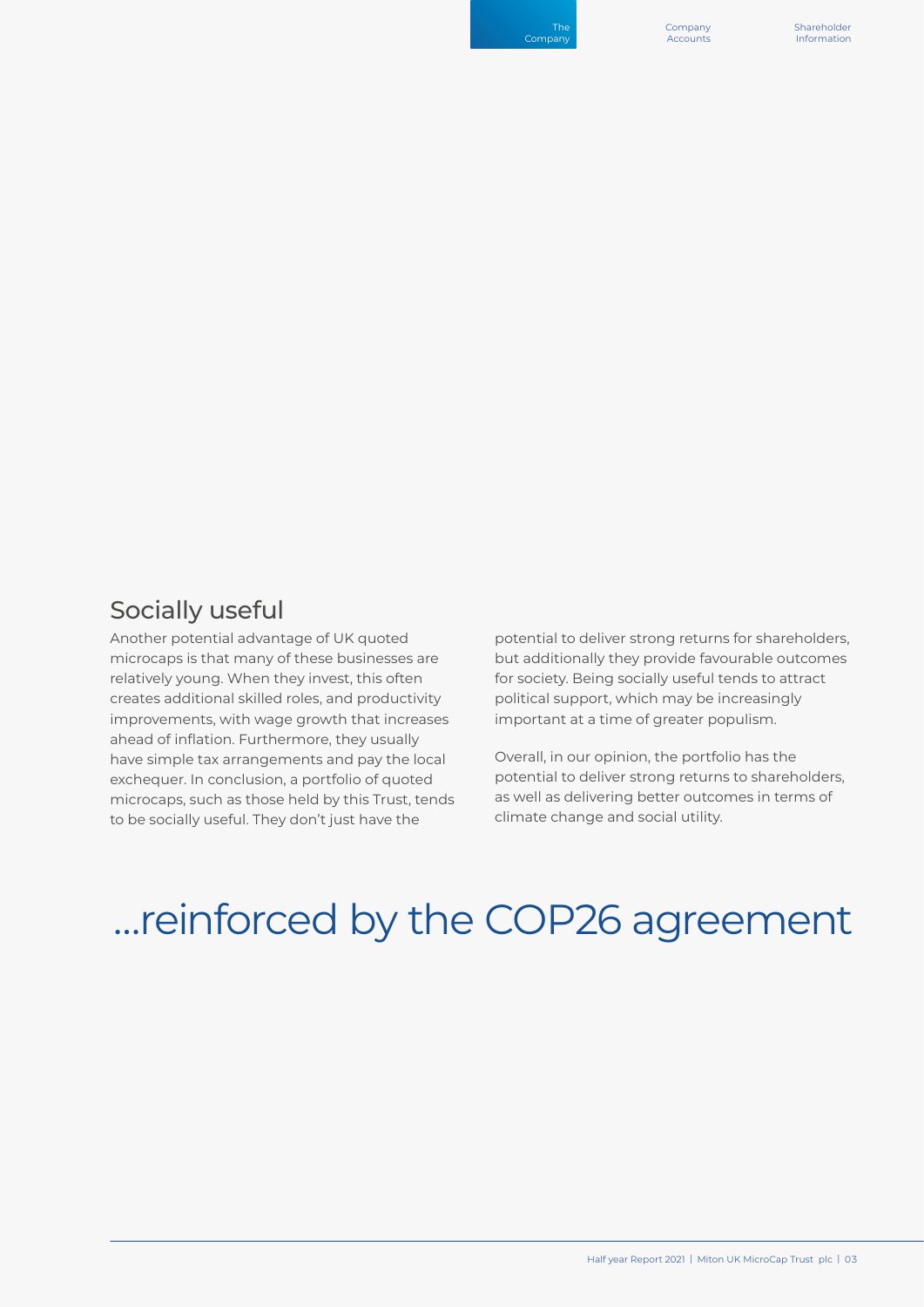## Socially useful

Another potential advantage of UK quoted microcaps is that many of these businesses are relatively young. When they invest, this often creates additional skilled roles, and productivity improvements, with wage growth that increases ahead of inflation. Furthermore, they usually have simple tax arrangements and pay the local exchequer. In conclusion, a portfolio of quoted microcaps, such as those held by this Trust, tends to be socially useful. They don't just have the potential to deliver strong returns for shareholders, but additionally they provide favourable outcomes for society. Being socially useful tends to attract political support, which may be increasingly important at a time of greater populism.

Overall, in our opinion, the portfolio has the potential to deliver strong returns to shareholders, as well as delivering better outcomes in terms of climate change and social utility.

# ...reinforced by the COP26 agreement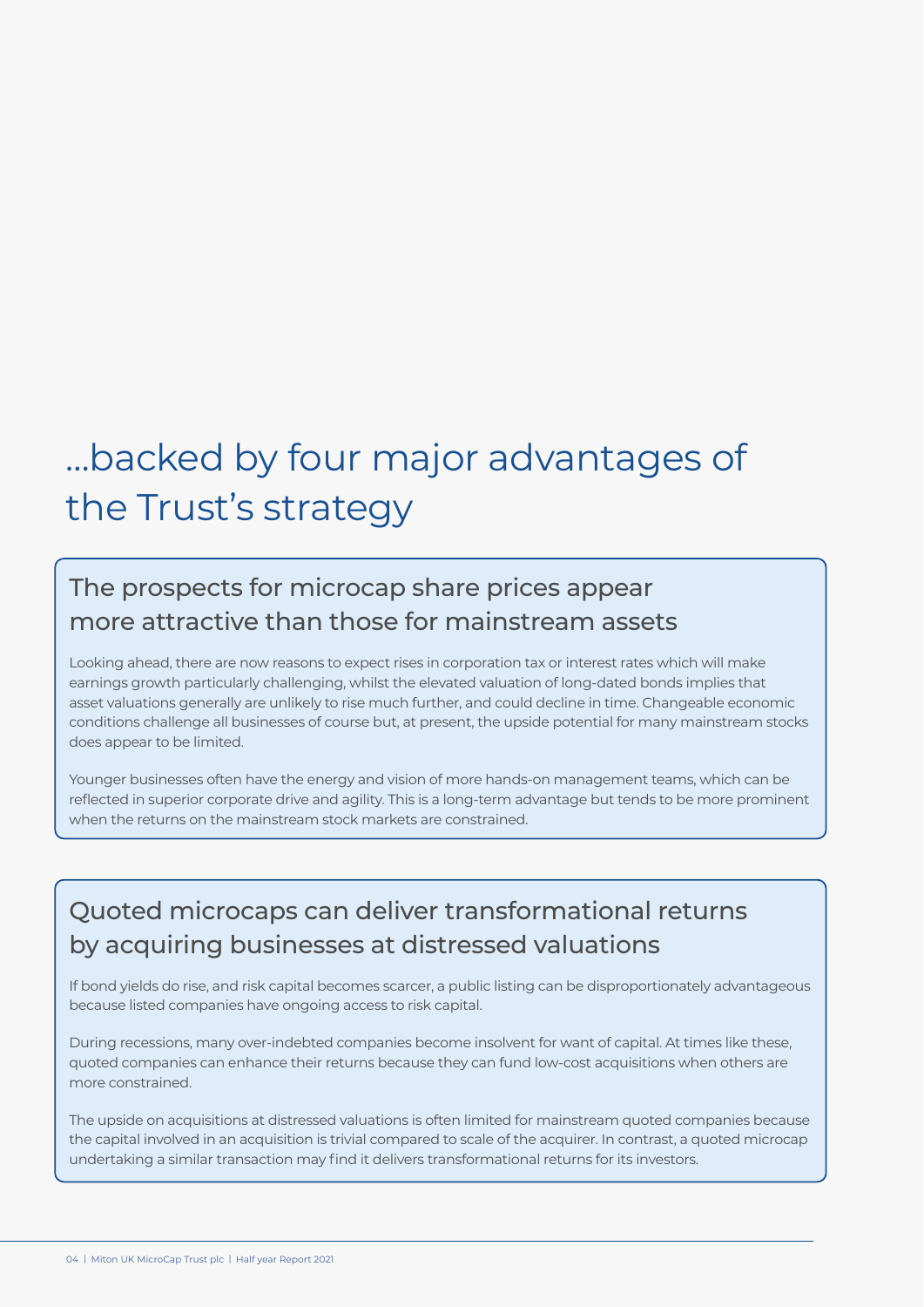# ...backed by four major advantages of the Trust's strategy

## The prospects for microcap share prices appear more attractive than those for mainstream assets

Looking ahead, there are now reasons to expect rises in corporation tax or interest rates which will make earnings growth particularly challenging, whilst the elevated valuation of long-dated bonds implies that asset valuations generally are unlikely to rise much further, and could decline in time. Changeable economic conditions challenge all businesses of course but, at present, the upside potential for many mainstream stocks does appear to be limited.

Younger businesses often have the energy and vision of more hands-on management teams, which can be reflected in superior corporate drive and agility. This is a long-term advantage but tends to be more prominent when the returns on the mainstream stock markets are constrained.

## Quoted microcaps can deliver transformational returns by acquiring businesses at distressed valuations

If bond yields do rise, and risk capital becomes scarcer, a public listing can be disproportionately advantageous because listed companies have ongoing access to risk capital.

During recessions, many over-indebted companies become insolvent for want of capital. At times like these, quoted companies can enhance their returns because they can fund low-cost acquisitions when others are more constrained.

The upside on acquisitions at distressed valuations is often limited for mainstream quoted companies because the capital involved in an acquisition is trivial compared to scale of the acquirer. In contrast, a quoted microcap undertaking a similar transaction may find it delivers transformational returns for its investors.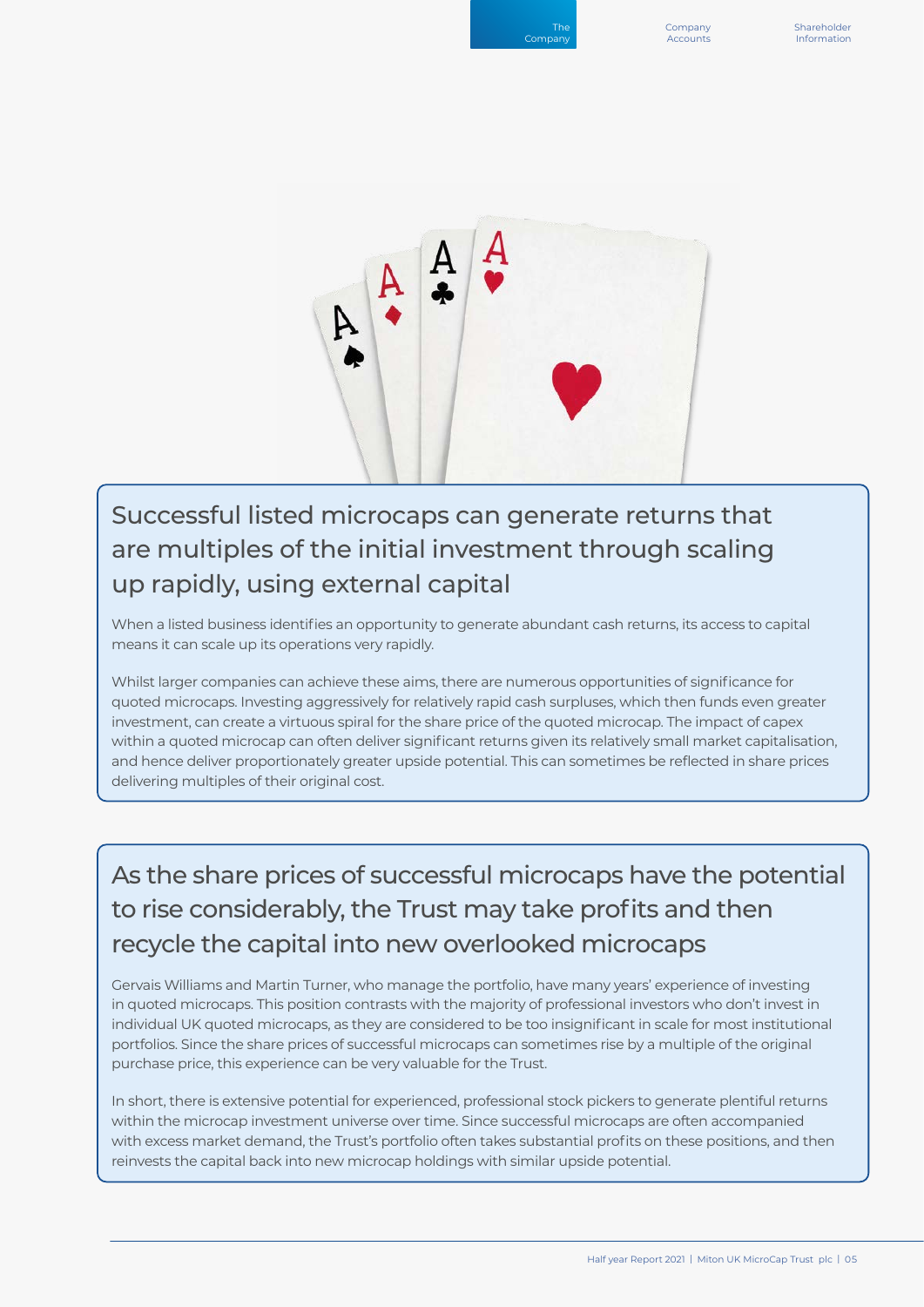## Successful listed microcaps can generate returns that are multiples of the initial investment through scaling up rapidly, using external capital

When a listed business identifies an opportunity to generate abundant cash returns, its access to capital means it can scale up its operations very rapidly.

Whilst larger companies can achieve these aims, there are numerous opportunities of significance for quoted microcaps. Investing aggressively for relatively rapid cash surpluses, which then funds even greater investment, can create a virtuous spiral for the share price of the quoted microcap. The impact of capex within a quoted microcap can often deliver significant returns given its relatively small market capitalisation, and hence deliver proportionately greater upside potential. This can sometimes be reflected in share prices delivering multiples of their original cost.

## As the share prices of successful microcaps have the potential to rise considerably, the Trust may take profits and then recycle the capital into new overlooked microcaps

Gervais Williams and Martin Turner, who manage the portfolio, have many years' experience of investing in quoted microcaps. This position contrasts with the majority of professional investors who don't invest in individual UK quoted microcaps, as they are considered to be too insignificant in scale for most institutional portfolios. Since the share prices of successful microcaps can sometimes rise by a multiple of the original purchase price, this experience can be very valuable for the Trust.

In short, there is extensive potential for experienced, professional stock pickers to generate plentiful returns within the microcap investment universe over time. Since successful microcaps are often accompanied with excess market demand, the Trust's portfolio often takes substantial profits on these positions, and then reinvests the capital back into new microcap holdings with similar upside potential.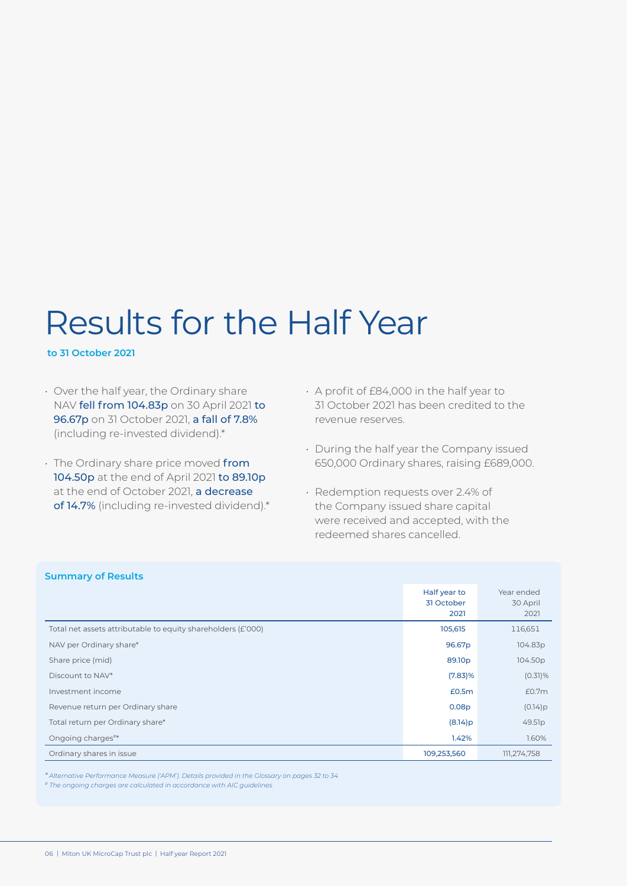# Results for the Half Year

**to 31 October 2021**

- Over the half year, the Ordinary share NAV **fell from 104.83p** on 30 April 2021 **to 96.67p** on 31 October 2021, **a fall of 7.8%** (including re-invested dividend).*
- The Ordinary share price moved **from 104.50p** at the end of April 2021 **to 89.10p** at the end of October 2021, **a decrease of 14.7%** (including re-invested dividend).*
- A profit of £84,000 in the half year to 31 October 2021 has been credited to the revenue reserves.
- During the half year the Company issued 650,000 Ordinary shares, raising £689,000.
- Redemption requests over 2.4% of the Company issued share capital were received and accepted, with the redeemed shares cancelled.

**Summary of Results**

| | Half year to 31 October 2021 | Year ended 30 April 2021 |
|---|---|---|
| Total net assets attributable to equity shareholders (£'000) | 105,615 | 116,651 |
| NAV per Ordinary share* | 96.67p | 104.83p |
| Share price (mid) | 89.10p | 104.50p |
| Discount to NAV* | (7.83)% | (0.31)% |
| Investment income | £0.5m | £0.7m |
| Revenue return per Ordinary share | 0.08p | (0.14)p |
| Total return per Ordinary share* | (8.14)p | 49.51p |
| Ongoing charges#* | 1.42% | 1.60% |
| Ordinary shares in issue | 109,253,560 | 111,274,758 |

*\* Alternative Performance Measure ('APM'). Details provided in the Glossary on pages 32 to 34.*

*# The ongoing charges are calculated in accordance with AIC guidelines.*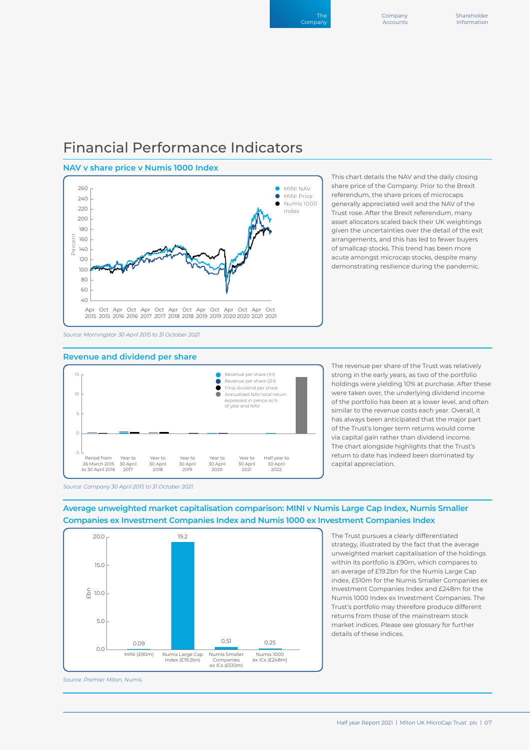# Financial Performance Indicators

## NAV v share price v Numis 1000 Index

260
240
220
200
180
160
140
120
100
80
60
40

Percent

MINI NAV
MINI Price
Numis 1000 Index

Apr 2015 Oct 2015 Apr 2016 Oct 2016 Apr 2017 Oct 2017 Apr 2018 Oct 2018 Apr 2019 Oct 2019 Apr 2020 Oct 2020 Apr 2021 Oct 2021

*Source: Morningstar 30 April 2015 to 31 October 2021.*

This chart details the NAV and the daily closing share price of the Company. Prior to the Brexit referendum, the share prices of microcaps generally appreciated well and the NAV of the Trust rose. After the Brexit referendum, many asset allocators scaled back their UK weightings given the uncertainties over the detail of the exit arrangements, and this has led to fewer buyers of smallcap stocks. This trend has been more acute amongst microcap stocks, despite many demonstrating resilience during the pandemic.

## Revenue and dividend per share

15
10
5
0
-5

Revenue per share (1H)
Revenue per share (2H)
Final dividend per share
Annualised NAV total return expressed in pence as % of year end NAV

Period from 26 March 2015 to 30 April 2016
Year to 30 April 2017
Year to 30 April 2018
Year to 30 April 2019
Year to 30 April 2020
Year to 30 April 2021
Half year to 30 April 2022

*Source: Company 30 April 2015 to 31 October 2021.*

The revenue per share of the Trust was relatively strong in the early years, as two of the portfolio holdings were yielding 10% at purchase. After these were taken over, the underlying dividend income of the portfolio has been at a lower level, and often similar to the revenue costs each year. Overall, it has always been anticipated that the major part of the Trust's longer term returns would come via capital gain rather than dividend income. The chart alongside highlights that the Trust's return to date has indeed been dominated by capital appreciation.

## Average unweighted market capitalisation comparison: MINI v Numis Large Cap Index, Numis Smaller Companies ex Investment Companies Index and Numis 1000 ex Investment Companies Index

20.0
15.0
10.0
5.0
0.0

£bn

0.09
19.2
0.51
0.25

MINI (£90m)
Numis Large Cap Index (£19.2bn)
Numis Smaller Companies ex ICs (£510m)
Numis 1000 ex ICs (£248m)

*Source: Premier Miton, Numis.*

The Trust pursues a clearly differentiated strategy, illustrated by the fact that the average unweighted market capitalisation of the holdings within its portfolio is £90m, which compares to an average of £19.2bn for the Numis Large Cap index, £510m for the Numis Smaller Companies ex Investment Companies Index and £248m for the Numis 1000 Index ex Investment Companies. The Trust's portfolio may therefore produce different returns from those of the mainstream stock market indices. Please see glossary for further details of these indices.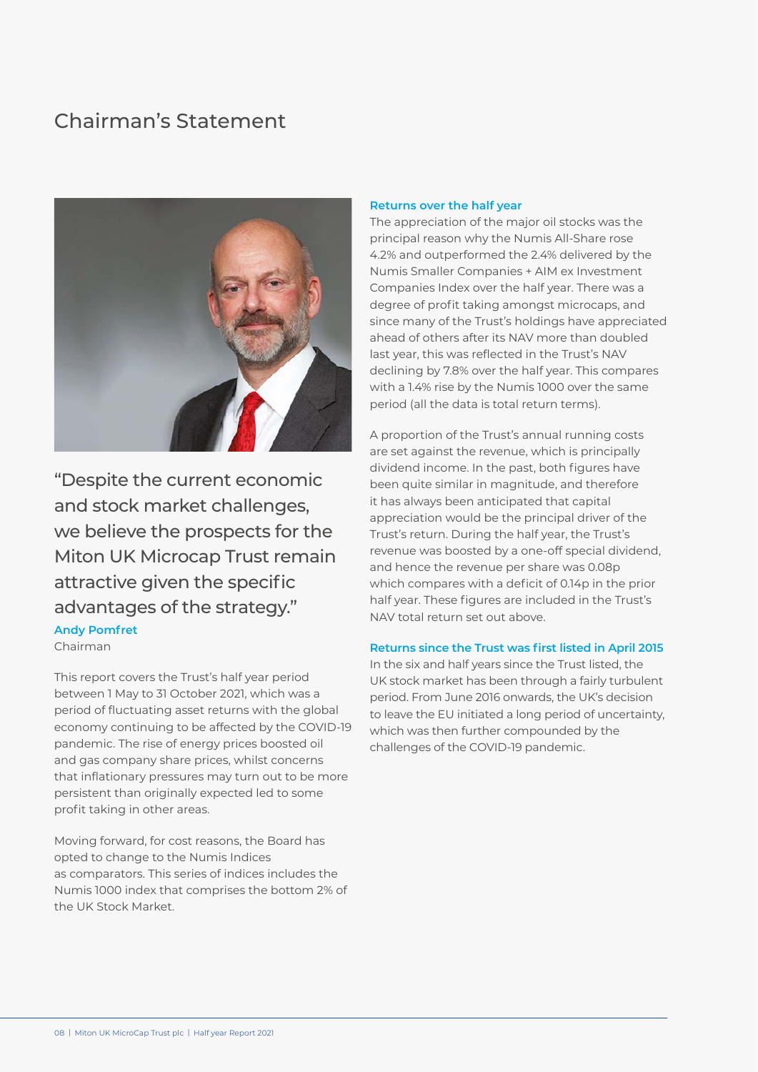# Chairman's Statement

"Despite the current economic and stock market challenges, we believe the prospects for the Miton UK Microcap Trust remain attractive given the specific advantages of the strategy."

**Andy Pomfret**
Chairman

This report covers the Trust's half year period between 1 May to 31 October 2021, which was a period of fluctuating asset returns with the global economy continuing to be affected by the COVID-19 pandemic. The rise of energy prices boosted oil and gas company share prices, whilst concerns that inflationary pressures may turn out to be more persistent than originally expected led to some profit taking in other areas.

Moving forward, for cost reasons, the Board has opted to change to the Numis Indices as comparators. This series of indices includes the Numis 1000 index that comprises the bottom 2% of the UK Stock Market.

### Returns over the half year

The appreciation of the major oil stocks was the principal reason why the Numis All-Share rose 4.2% and outperformed the 2.4% delivered by the Numis Smaller Companies + AIM ex Investment Companies Index over the half year. There was a degree of profit taking amongst microcaps, and since many of the Trust's holdings have appreciated ahead of others after its NAV more than doubled last year, this was reflected in the Trust's NAV declining by 7.8% over the half year. This compares with a 1.4% rise by the Numis 1000 over the same period (all the data is total return terms).

A proportion of the Trust's annual running costs are set against the revenue, which is principally dividend income. In the past, both figures have been quite similar in magnitude, and therefore it has always been anticipated that capital appreciation would be the principal driver of the Trust's return. During the half year, the Trust's revenue was boosted by a one-off special dividend, and hence the revenue per share was 0.08p which compares with a deficit of 0.14p in the prior half year. These figures are included in the Trust's NAV total return set out above.

### Returns since the Trust was first listed in April 2015

In the six and half years since the Trust listed, the UK stock market has been through a fairly turbulent period. From June 2016 onwards, the UK's decision to leave the EU initiated a long period of uncertainty, which was then further compounded by the challenges of the COVID-19 pandemic.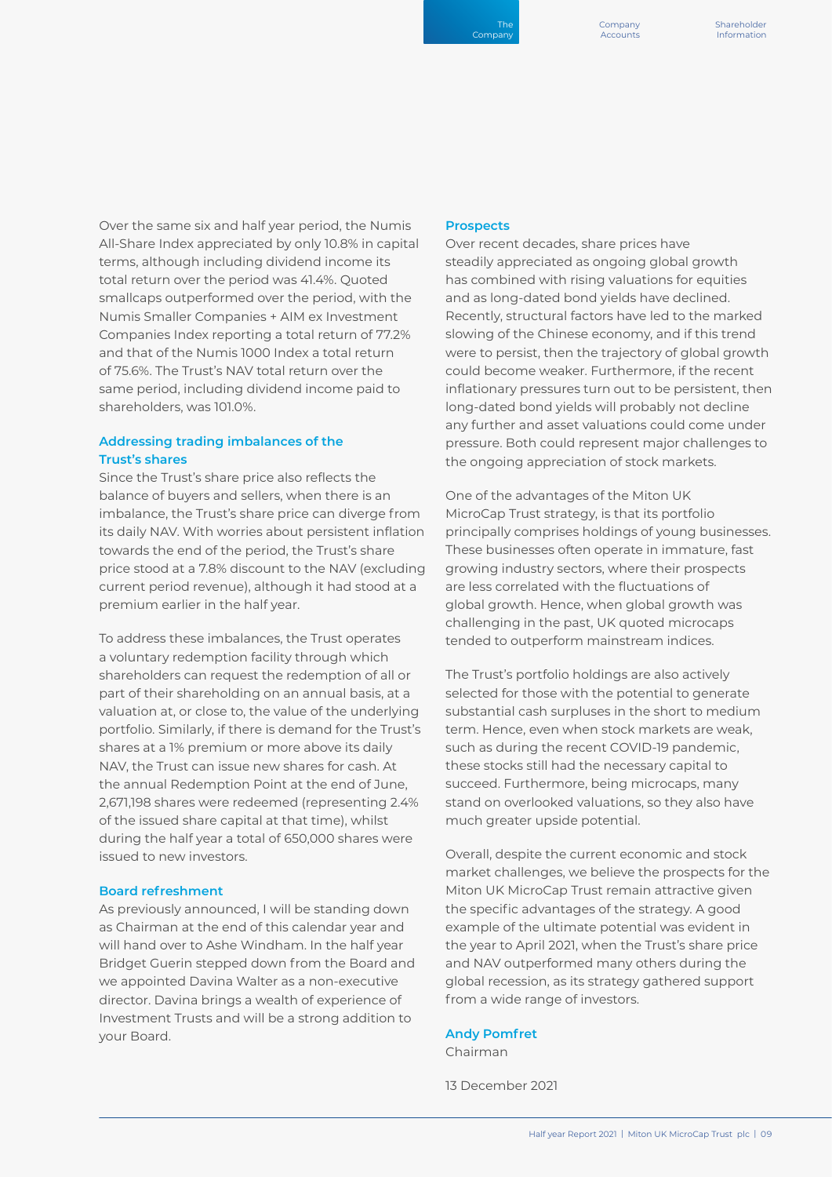Over the same six and half year period, the Numis All-Share Index appreciated by only 10.8% in capital terms, although including dividend income its total return over the period was 41.4%. Quoted smallcaps outperformed over the period, with the Numis Smaller Companies + AIM ex Investment Companies Index reporting a total return of 77.2% and that of the Numis 1000 Index a total return of 75.6%. The Trust's NAV total return over the same period, including dividend income paid to shareholders, was 101.0%.

### Addressing trading imbalances of the Trust's shares

Since the Trust's share price also reflects the balance of buyers and sellers, when there is an imbalance, the Trust's share price can diverge from its daily NAV. With worries about persistent inflation towards the end of the period, the Trust's share price stood at a 7.8% discount to the NAV (excluding current period revenue), although it had stood at a premium earlier in the half year.

To address these imbalances, the Trust operates a voluntary redemption facility through which shareholders can request the redemption of all or part of their shareholding on an annual basis, at a valuation at, or close to, the value of the underlying portfolio. Similarly, if there is demand for the Trust's shares at a 1% premium or more above its daily NAV, the Trust can issue new shares for cash. At the annual Redemption Point at the end of June, 2,671,198 shares were redeemed (representing 2.4% of the issued share capital at that time), whilst during the half year a total of 650,000 shares were issued to new investors.

### Board refreshment

As previously announced, I will be standing down as Chairman at the end of this calendar year and will hand over to Ashe Windham. In the half year Bridget Guerin stepped down from the Board and we appointed Davina Walter as a non-executive director. Davina brings a wealth of experience of Investment Trusts and will be a strong addition to your Board.

### Prospects

Over recent decades, share prices have steadily appreciated as ongoing global growth has combined with rising valuations for equities and as long-dated bond yields have declined. Recently, structural factors have led to the marked slowing of the Chinese economy, and if this trend were to persist, then the trajectory of global growth could become weaker. Furthermore, if the recent inflationary pressures turn out to be persistent, then long-dated bond yields will probably not decline any further and asset valuations could come under pressure. Both could represent major challenges to the ongoing appreciation of stock markets.

One of the advantages of the Miton UK MicroCap Trust strategy, is that its portfolio principally comprises holdings of young businesses. These businesses often operate in immature, fast growing industry sectors, where their prospects are less correlated with the fluctuations of global growth. Hence, when global growth was challenging in the past, UK quoted microcaps tended to outperform mainstream indices.

The Trust's portfolio holdings are also actively selected for those with the potential to generate substantial cash surpluses in the short to medium term. Hence, even when stock markets are weak, such as during the recent COVID-19 pandemic, these stocks still had the necessary capital to succeed. Furthermore, being microcaps, many stand on overlooked valuations, so they also have much greater upside potential.

Overall, despite the current economic and stock market challenges, we believe the prospects for the Miton UK MicroCap Trust remain attractive given the specific advantages of the strategy. A good example of the ultimate potential was evident in the year to April 2021, when the Trust's share price and NAV outperformed many others during the global recession, as its strategy gathered support from a wide range of investors.

**Andy Pomfret**
Chairman

13 December 2021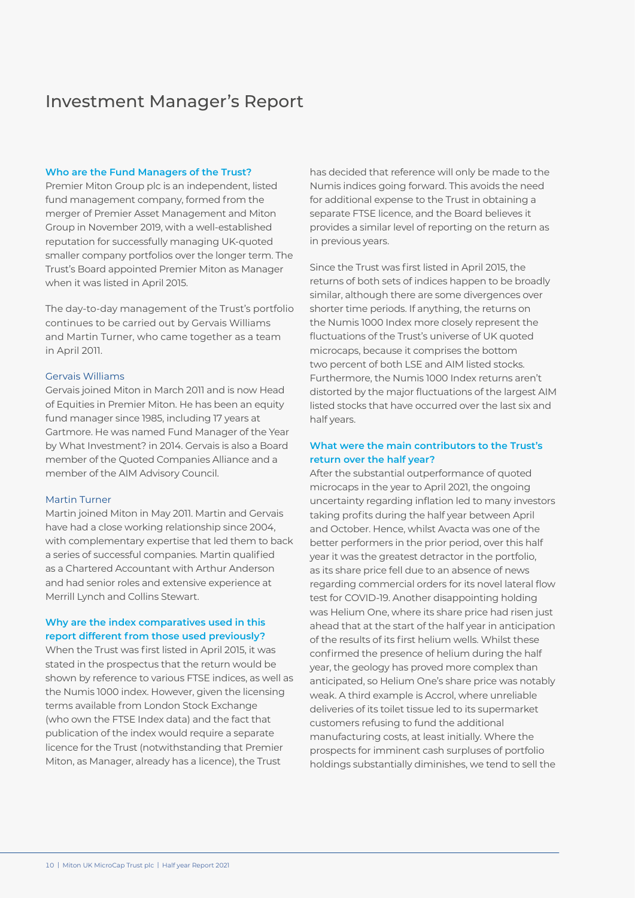# Investment Manager's Report

### Who are the Fund Managers of the Trust?

Premier Miton Group plc is an independent, listed fund management company, formed from the merger of Premier Asset Management and Miton Group in November 2019, with a well-established reputation for successfully managing UK-quoted smaller company portfolios over the longer term. The Trust's Board appointed Premier Miton as Manager when it was listed in April 2015.

The day-to-day management of the Trust's portfolio continues to be carried out by Gervais Williams and Martin Turner, who came together as a team in April 2011.

#### Gervais Williams

Gervais joined Miton in March 2011 and is now Head of Equities in Premier Miton. He has been an equity fund manager since 1985, including 17 years at Gartmore. He was named Fund Manager of the Year by What Investment? in 2014. Gervais is also a Board member of the Quoted Companies Alliance and a member of the AIM Advisory Council.

#### Martin Turner

Martin joined Miton in May 2011. Martin and Gervais have had a close working relationship since 2004, with complementary expertise that led them to back a series of successful companies. Martin qualified as a Chartered Accountant with Arthur Anderson and had senior roles and extensive experience at Merrill Lynch and Collins Stewart.

### Why are the index comparatives used in this report different from those used previously?

When the Trust was first listed in April 2015, it was stated in the prospectus that the return would be shown by reference to various FTSE indices, as well as the Numis 1000 index. However, given the licensing terms available from London Stock Exchange (who own the FTSE Index data) and the fact that publication of the index would require a separate licence for the Trust (notwithstanding that Premier Miton, as Manager, already has a licence), the Trust has decided that reference will only be made to the Numis indices going forward. This avoids the need for additional expense to the Trust in obtaining a separate FTSE licence, and the Board believes it provides a similar level of reporting on the return as in previous years.

Since the Trust was first listed in April 2015, the returns of both sets of indices happen to be broadly similar, although there are some divergences over shorter time periods. If anything, the returns on the Numis 1000 Index more closely represent the fluctuations of the Trust's universe of UK quoted microcaps, because it comprises the bottom two percent of both LSE and AIM listed stocks. Furthermore, the Numis 1000 Index returns aren't distorted by the major fluctuations of the largest AIM listed stocks that have occurred over the last six and half years.

### What were the main contributors to the Trust's return over the half year?

After the substantial outperformance of quoted microcaps in the year to April 2021, the ongoing uncertainty regarding inflation led to many investors taking profits during the half year between April and October. Hence, whilst Avacta was one of the better performers in the prior period, over this half year it was the greatest detractor in the portfolio, as its share price fell due to an absence of news regarding commercial orders for its novel lateral flow test for COVID-19. Another disappointing holding was Helium One, where its share price had risen just ahead that at the start of the half year in anticipation of the results of its first helium wells. Whilst these confirmed the presence of helium during the half year, the geology has proved more complex than anticipated, so Helium One's share price was notably weak. A third example is Accrol, where unreliable deliveries of its toilet tissue led to its supermarket customers refusing to fund the additional manufacturing costs, at least initially. Where the prospects for imminent cash surpluses of portfolio holdings substantially diminishes, we tend to sell the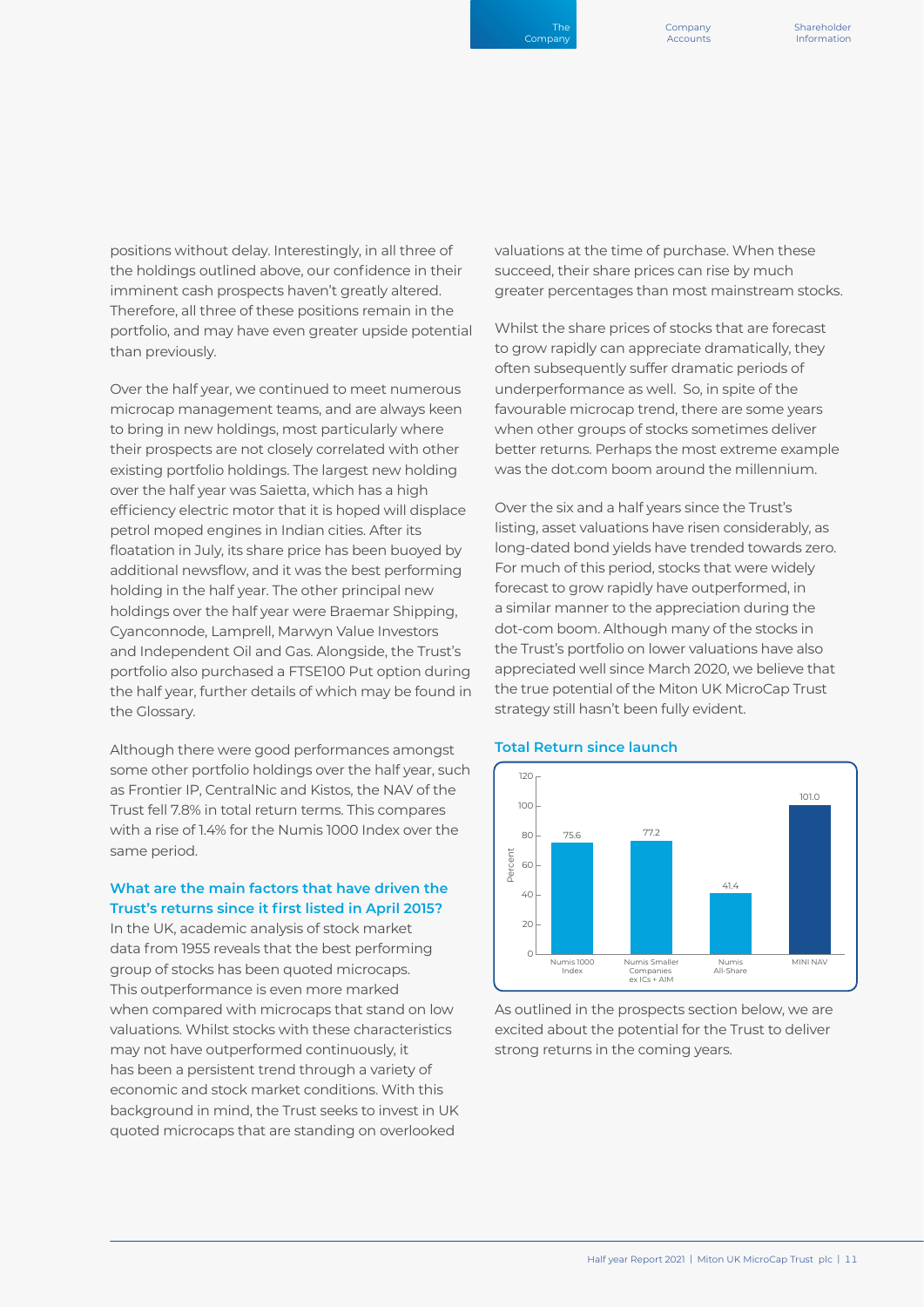positions without delay. Interestingly, in all three of the holdings outlined above, our confidence in their imminent cash prospects haven't greatly altered. Therefore, all three of these positions remain in the portfolio, and may have even greater upside potential than previously.

Over the half year, we continued to meet numerous microcap management teams, and are always keen to bring in new holdings, most particularly where their prospects are not closely correlated with other existing portfolio holdings. The largest new holding over the half year was Saietta, which has a high efficiency electric motor that it is hoped will displace petrol moped engines in Indian cities. After its floatation in July, its share price has been buoyed by additional newsflow, and it was the best performing holding in the half year. The other principal new holdings over the half year were Braemar Shipping, Cyanconnode, Lamprell, Marwyn Value Investors and Independent Oil and Gas. Alongside, the Trust's portfolio also purchased a FTSE100 Put option during the half year, further details of which may be found in the Glossary.

Although there were good performances amongst some other portfolio holdings over the half year, such as Frontier IP, CentralNic and Kistos, the NAV of the Trust fell 7.8% in total return terms. This compares with a rise of 1.4% for the Numis 1000 Index over the same period.

### What are the main factors that have driven the Trust's returns since it first listed in April 2015?

In the UK, academic analysis of stock market data from 1955 reveals that the best performing group of stocks has been quoted microcaps. This outperformance is even more marked when compared with microcaps that stand on low valuations. Whilst stocks with these characteristics may not have outperformed continuously, it has been a persistent trend through a variety of economic and stock market conditions. With this background in mind, the Trust seeks to invest in UK quoted microcaps that are standing on overlooked valuations at the time of purchase. When these succeed, their share prices can rise by much greater percentages than most mainstream stocks.

Whilst the share prices of stocks that are forecast to grow rapidly can appreciate dramatically, they often subsequently suffer dramatic periods of underperformance as well. So, in spite of the favourable microcap trend, there are some years when other groups of stocks sometimes deliver better returns. Perhaps the most extreme example was the dot.com boom around the millennium.

Over the six and a half years since the Trust's listing, asset valuations have risen considerably, as long-dated bond yields have trended towards zero. For much of this period, stocks that were widely forecast to grow rapidly have outperformed, in a similar manner to the appreciation during the dot-com boom. Although many of the stocks in the Trust's portfolio on lower valuations have also appreciated well since March 2020, we believe that the true potential of the Miton UK MicroCap Trust strategy still hasn't been fully evident.

**Total Return since launch**

Percent
0
20
40
60
80
100
120

Numis 1000 Index: 75.6
Numis Smaller Companies ex ICs + AIM: 77.2
Numis All-Share: 41.4
MINI NAV: 101.0

As outlined in the prospects section below, we are excited about the potential for the Trust to deliver strong returns in the coming years.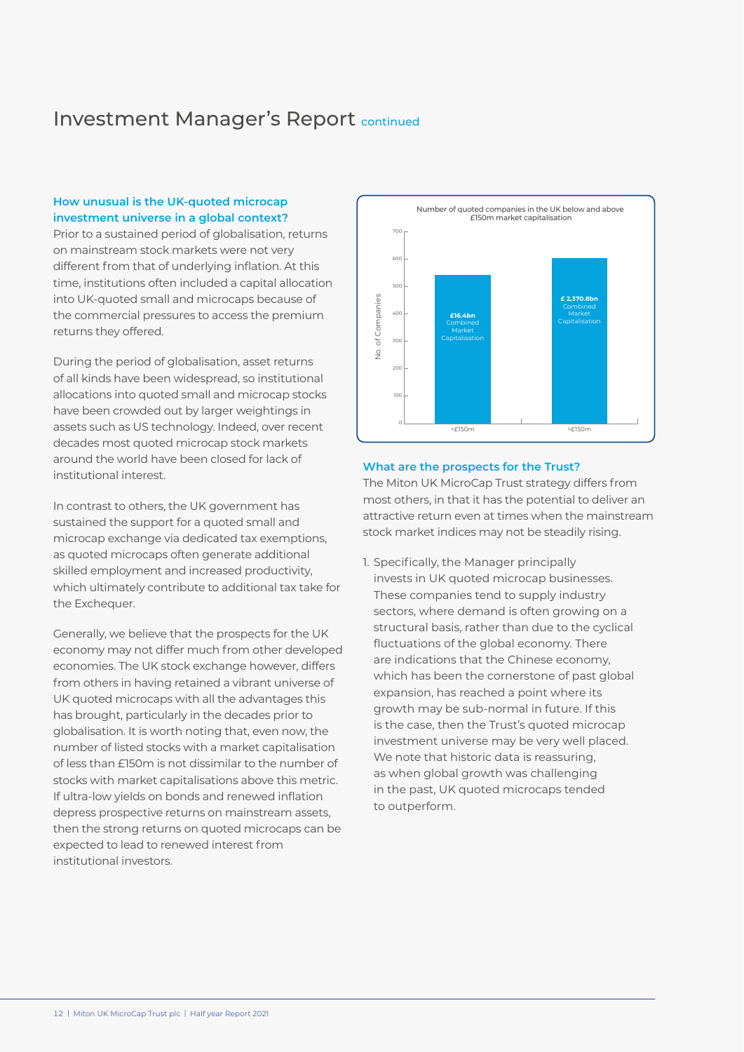# Investment Manager's Report continued

### How unusual is the UK-quoted microcap investment universe in a global context?

Prior to a sustained period of globalisation, returns on mainstream stock markets were not very different from that of underlying inflation. At this time, institutions often included a capital allocation into UK-quoted small and microcaps because of the commercial pressures to access the premium returns they offered.

During the period of globalisation, asset returns of all kinds have been widespread, so institutional allocations into quoted small and microcap stocks have been crowded out by larger weightings in assets such as US technology. Indeed, over recent decades most quoted microcap stock markets around the world have been closed for lack of institutional interest.

In contrast to others, the UK government has sustained the support for a quoted small and microcap exchange via dedicated tax exemptions, as quoted microcaps often generate additional skilled employment and increased productivity, which ultimately contribute to additional tax take for the Exchequer.

Generally, we believe that the prospects for the UK economy may not differ much from other developed economies. The UK stock exchange however, differs from others in having retained a vibrant universe of UK quoted microcaps with all the advantages this has brought, particularly in the decades prior to globalisation. It is worth noting that, even now, the number of listed stocks with a market capitalisation of less than £150m is not dissimilar to the number of stocks with market capitalisations above this metric. If ultra-low yields on bonds and renewed inflation depress prospective returns on mainstream assets, then the strong returns on quoted microcaps can be expected to lead to renewed interest from institutional investors.

Number of quoted companies in the UK below and above £150m market capitalisation

No. of Companies

0
100
200
300
400
500
600
700

<£150m
£16.4bn Combined Market Capitalisation

>£150m
£ 2,370.8bn Combined Market Capitalisation

### What are the prospects for the Trust?

The Miton UK MicroCap Trust strategy differs from most others, in that it has the potential to deliver an attractive return even at times when the mainstream stock market indices may not be steadily rising.

1. Specifically, the Manager principally invests in UK quoted microcap businesses. These companies tend to supply industry sectors, where demand is often growing on a structural basis, rather than due to the cyclical fluctuations of the global economy. There are indications that the Chinese economy, which has been the cornerstone of past global expansion, has reached a point where its growth may be sub-normal in future. If this is the case, then the Trust's quoted microcap investment universe may be very well placed. We note that historic data is reassuring, as when global growth was challenging in the past, UK quoted microcaps tended to outperform.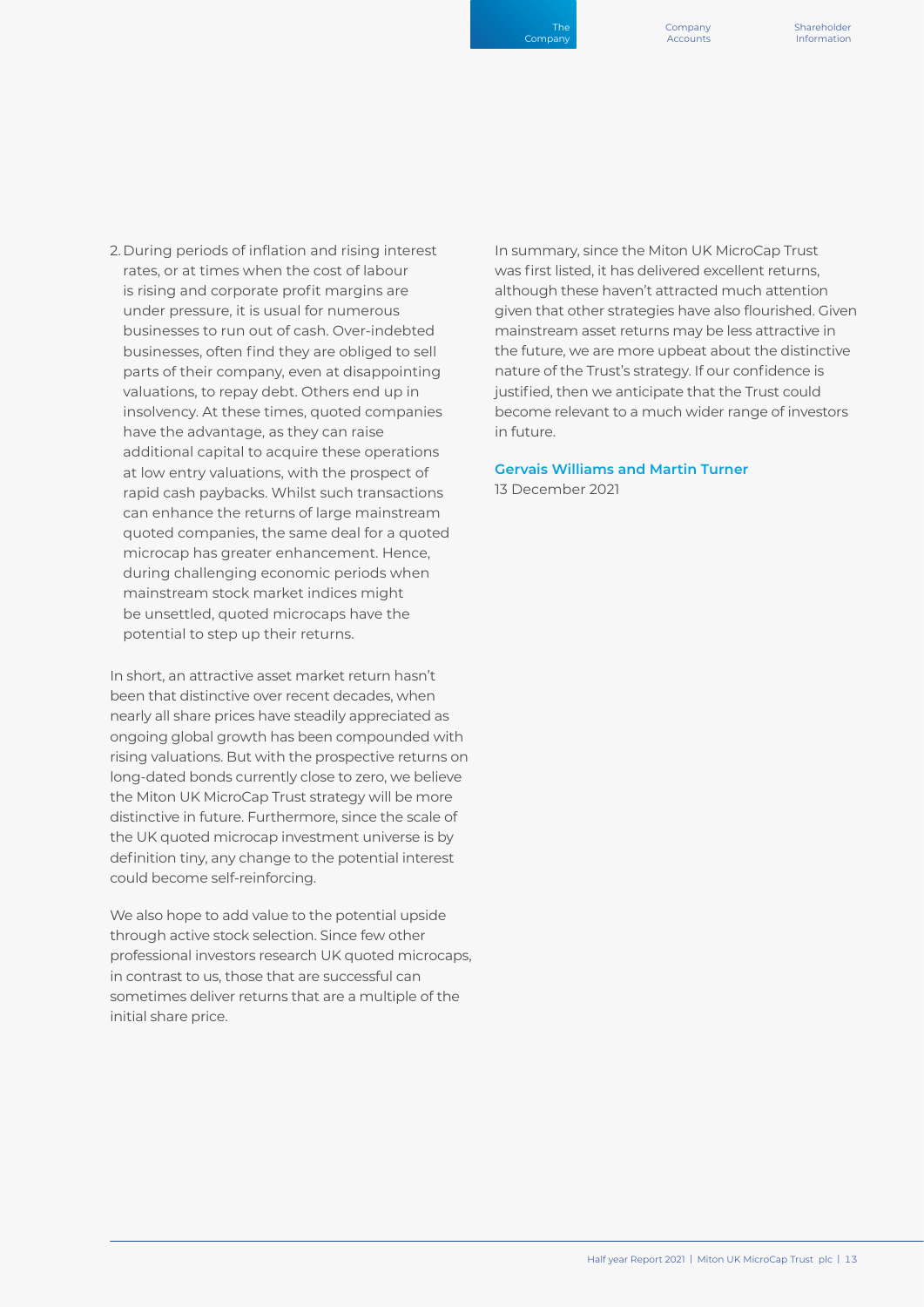2. During periods of inflation and rising interest rates, or at times when the cost of labour is rising and corporate profit margins are under pressure, it is usual for numerous businesses to run out of cash. Over-indebted businesses, often find they are obliged to sell parts of their company, even at disappointing valuations, to repay debt. Others end up in insolvency. At these times, quoted companies have the advantage, as they can raise additional capital to acquire these operations at low entry valuations, with the prospect of rapid cash paybacks. Whilst such transactions can enhance the returns of large mainstream quoted companies, the same deal for a quoted microcap has greater enhancement. Hence, during challenging economic periods when mainstream stock market indices might be unsettled, quoted microcaps have the potential to step up their returns.

In short, an attractive asset market return hasn't been that distinctive over recent decades, when nearly all share prices have steadily appreciated as ongoing global growth has been compounded with rising valuations. But with the prospective returns on long-dated bonds currently close to zero, we believe the Miton UK MicroCap Trust strategy will be more distinctive in future. Furthermore, since the scale of the UK quoted microcap investment universe is by definition tiny, any change to the potential interest could become self-reinforcing.

We also hope to add value to the potential upside through active stock selection. Since few other professional investors research UK quoted microcaps, in contrast to us, those that are successful can sometimes deliver returns that are a multiple of the initial share price.

In summary, since the Miton UK MicroCap Trust was first listed, it has delivered excellent returns, although these haven't attracted much attention given that other strategies have also flourished. Given mainstream asset returns may be less attractive in the future, we are more upbeat about the distinctive nature of the Trust's strategy. If our confidence is justified, then we anticipate that the Trust could become relevant to a much wider range of investors in future.

**Gervais Williams and Martin Turner**
13 December 2021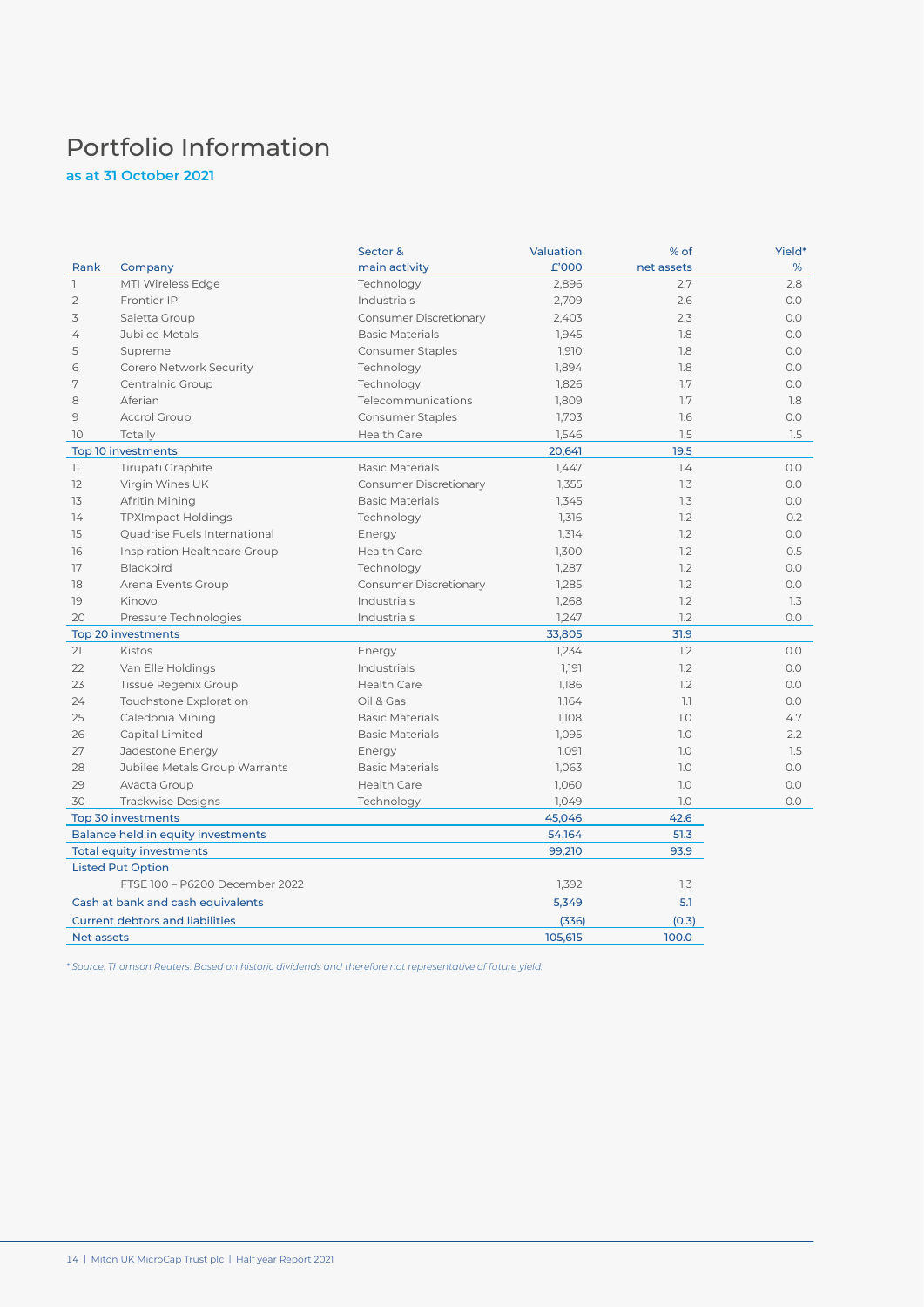# Portfolio Information

**as at 31 October 2021**

| Rank | Company | Sector & main activity | Valuation £'000 | % of net assets | Yield* % |
|---|---|---|---|---|---|
| 1 | MTI Wireless Edge | Technology | 2,896 | 2.7 | 2.8 |
| 2 | Frontier IP | Industrials | 2,709 | 2.6 | 0.0 |
| 3 | Saietta Group | Consumer Discretionary | 2,403 | 2.3 | 0.0 |
| 4 | Jubilee Metals | Basic Materials | 1,945 | 1.8 | 0.0 |
| 5 | Supreme | Consumer Staples | 1,910 | 1.8 | 0.0 |
| 6 | Corero Network Security | Technology | 1,894 | 1.8 | 0.0 |
| 7 | Centralnic Group | Technology | 1,826 | 1.7 | 0.0 |
| 8 | Aferian | Telecommunications | 1,809 | 1.7 | 1.8 |
| 9 | Accrol Group | Consumer Staples | 1,703 | 1.6 | 0.0 |
| 10 | Totally | Health Care | 1,546 | 1.5 | 1.5 |
| Top 10 investments | | | 20,641 | 19.5 | |
| 11 | Tirupati Graphite | Basic Materials | 1,447 | 1.4 | 0.0 |
| 12 | Virgin Wines UK | Consumer Discretionary | 1,355 | 1.3 | 0.0 |
| 13 | Afritin Mining | Basic Materials | 1,345 | 1.3 | 0.0 |
| 14 | TPXImpact Holdings | Technology | 1,316 | 1.2 | 0.2 |
| 15 | Quadrise Fuels International | Energy | 1,314 | 1.2 | 0.0 |
| 16 | Inspiration Healthcare Group | Health Care | 1,300 | 1.2 | 0.5 |
| 17 | Blackbird | Technology | 1,287 | 1.2 | 0.0 |
| 18 | Arena Events Group | Consumer Discretionary | 1,285 | 1.2 | 0.0 |
| 19 | Kinovo | Industrials | 1,268 | 1.2 | 1.3 |
| 20 | Pressure Technologies | Industrials | 1,247 | 1.2 | 0.0 |
| Top 20 investments | | | 33,805 | 31.9 | |
| 21 | Kistos | Energy | 1,234 | 1.2 | 0.0 |
| 22 | Van Elle Holdings | Industrials | 1,191 | 1.2 | 0.0 |
| 23 | Tissue Regenix Group | Health Care | 1,186 | 1.2 | 0.0 |
| 24 | Touchstone Exploration | Oil & Gas | 1,164 | 1.1 | 0.0 |
| 25 | Caledonia Mining | Basic Materials | 1,108 | 1.0 | 4.7 |
| 26 | Capital Limited | Basic Materials | 1,095 | 1.0 | 2.2 |
| 27 | Jadestone Energy | Energy | 1,091 | 1.0 | 1.5 |
| 28 | Jubilee Metals Group Warrants | Basic Materials | 1,063 | 1.0 | 0.0 |
| 29 | Avacta Group | Health Care | 1,060 | 1.0 | 0.0 |
| 30 | Trackwise Designs | Technology | 1,049 | 1.0 | 0.0 |
| Top 30 investments | | | 45,046 | 42.6 | |
| Balance held in equity investments | | | 54,164 | 51.3 | |
| Total equity investments | | | 99,210 | 93.9 | |
| Listed Put Option | | | | | |
| | FTSE 100 – P6200 December 2022 | | 1,392 | 1.3 | |
| Cash at bank and cash equivalents | | | 5,349 | 5.1 | |
| Current debtors and liabilities | | | (336) | (0.3) | |
| Net assets | | | 105,615 | 100.0 | |

*\* Source: Thomson Reuters. Based on historic dividends and therefore not representative of future yield.*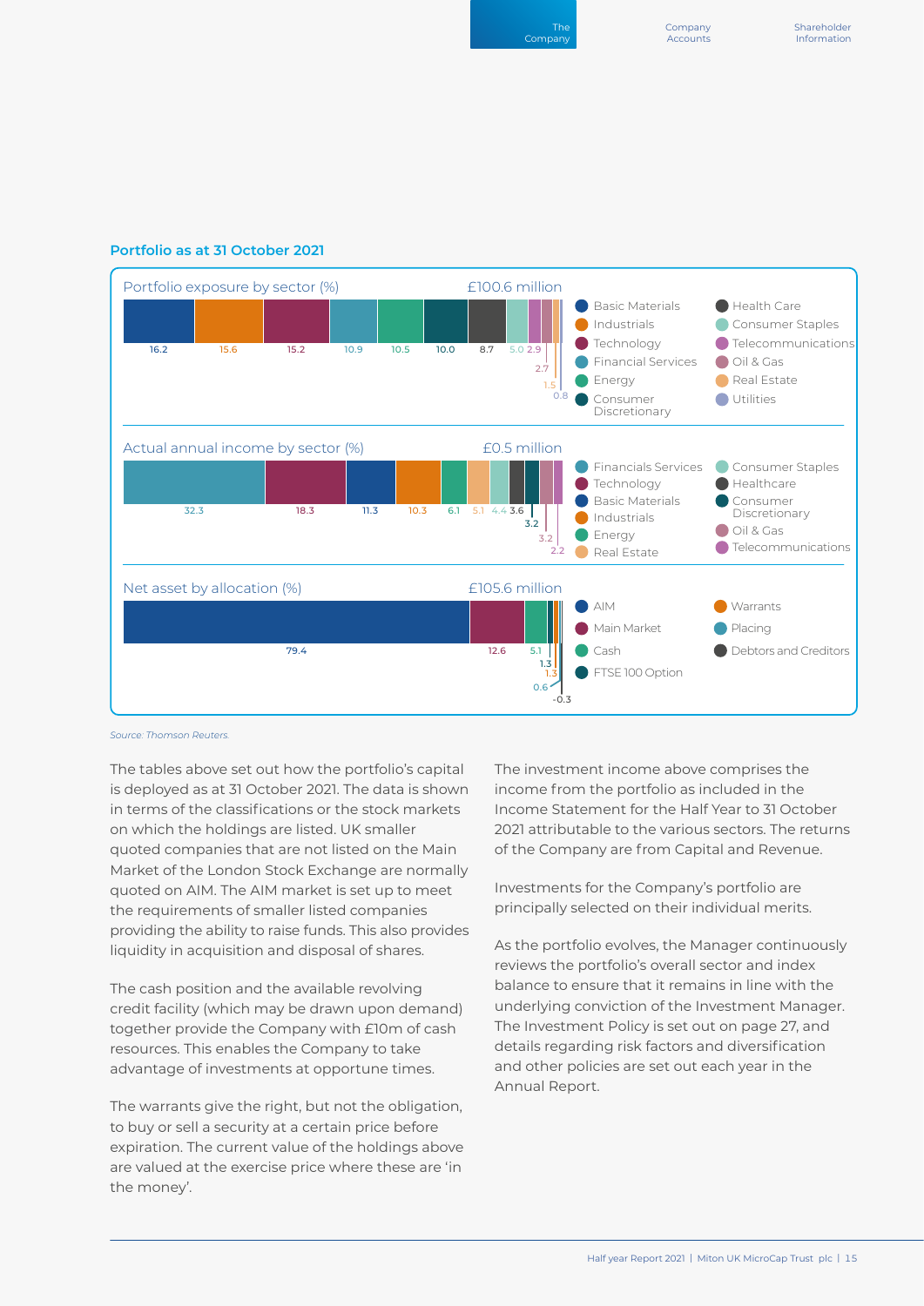## Portfolio as at 31 October 2021

Portfolio exposure by sector (%)

£100.6 million

16.2
15.6
15.2
10.9
10.5
10.0
8.7
5.0
2.9
2.7
1.5
0.8

Basic Materials
Industrials
Technology
Financial Services
Energy
Consumer Discretionary
Health Care
Consumer Staples
Telecommunications
Oil & Gas
Real Estate
Utilities

Actual annual income by sector (%)

£0.5 million

32.3
18.3
11.3
10.3
6.1
5.1
4.4
3.6
3.2
3.2
2.2

Financials Services
Technology
Basic Materials
Industrials
Energy
Real Estate
Consumer Staples
Healthcare
Consumer Discretionary
Oil & Gas
Telecommunications

Net asset by allocation (%)

£105.6 million

79.4
12.6
5.1
1.3
1.3
0.6
-0.3

AIM
Main Market
Cash
FTSE 100 Option
Warrants
Placing
Debtors and Creditors

*Source: Thomson Reuters.*

The tables above set out how the portfolio's capital is deployed as at 31 October 2021. The data is shown in terms of the classifications or the stock markets on which the holdings are listed. UK smaller quoted companies that are not listed on the Main Market of the London Stock Exchange are normally quoted on AIM. The AIM market is set up to meet the requirements of smaller listed companies providing the ability to raise funds. This also provides liquidity in acquisition and disposal of shares.

The cash position and the available revolving credit facility (which may be drawn upon demand) together provide the Company with £10m of cash resources. This enables the Company to take advantage of investments at opportune times.

The warrants give the right, but not the obligation, to buy or sell a security at a certain price before expiration. The current value of the holdings above are valued at the exercise price where these are 'in the money'.

The investment income above comprises the income from the portfolio as included in the Income Statement for the Half Year to 31 October 2021 attributable to the various sectors. The returns of the Company are from Capital and Revenue.

Investments for the Company's portfolio are principally selected on their individual merits.

As the portfolio evolves, the Manager continuously reviews the portfolio's overall sector and index balance to ensure that it remains in line with the underlying conviction of the Investment Manager. The Investment Policy is set out on page 27, and details regarding risk factors and diversification and other policies are set out each year in the Annual Report.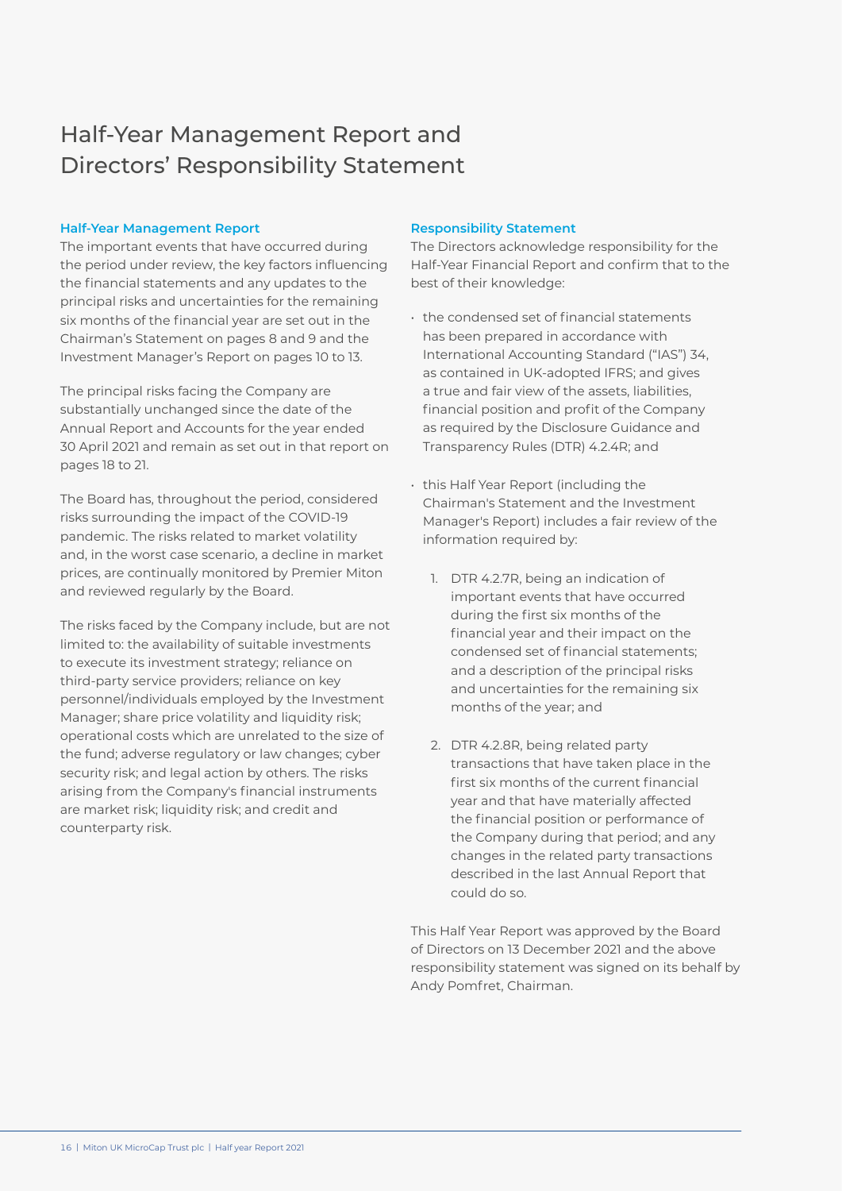# Half-Year Management Report and Directors' Responsibility Statement

### Half-Year Management Report

The important events that have occurred during the period under review, the key factors influencing the financial statements and any updates to the principal risks and uncertainties for the remaining six months of the financial year are set out in the Chairman's Statement on pages 8 and 9 and the Investment Manager's Report on pages 10 to 13.

The principal risks facing the Company are substantially unchanged since the date of the Annual Report and Accounts for the year ended 30 April 2021 and remain as set out in that report on pages 18 to 21.

The Board has, throughout the period, considered risks surrounding the impact of the COVID-19 pandemic. The risks related to market volatility and, in the worst case scenario, a decline in market prices, are continually monitored by Premier Miton and reviewed regularly by the Board.

The risks faced by the Company include, but are not limited to: the availability of suitable investments to execute its investment strategy; reliance on third-party service providers; reliance on key personnel/individuals employed by the Investment Manager; share price volatility and liquidity risk; operational costs which are unrelated to the size of the fund; adverse regulatory or law changes; cyber security risk; and legal action by others. The risks arising from the Company's financial instruments are market risk; liquidity risk; and credit and counterparty risk.

### Responsibility Statement

The Directors acknowledge responsibility for the Half-Year Financial Report and confirm that to the best of their knowledge:

- the condensed set of financial statements has been prepared in accordance with International Accounting Standard ("IAS") 34, as contained in UK-adopted IFRS; and gives a true and fair view of the assets, liabilities, financial position and profit of the Company as required by the Disclosure Guidance and Transparency Rules (DTR) 4.2.4R; and
- this Half Year Report (including the Chairman's Statement and the Investment Manager's Report) includes a fair review of the information required by:
  1. DTR 4.2.7R, being an indication of important events that have occurred during the first six months of the financial year and their impact on the condensed set of financial statements; and a description of the principal risks and uncertainties for the remaining six months of the year; and
  2. DTR 4.2.8R, being related party transactions that have taken place in the first six months of the current financial year and that have materially affected the financial position or performance of the Company during that period; and any changes in the related party transactions described in the last Annual Report that could do so.

This Half Year Report was approved by the Board of Directors on 13 December 2021 and the above responsibility statement was signed on its behalf by Andy Pomfret, Chairman.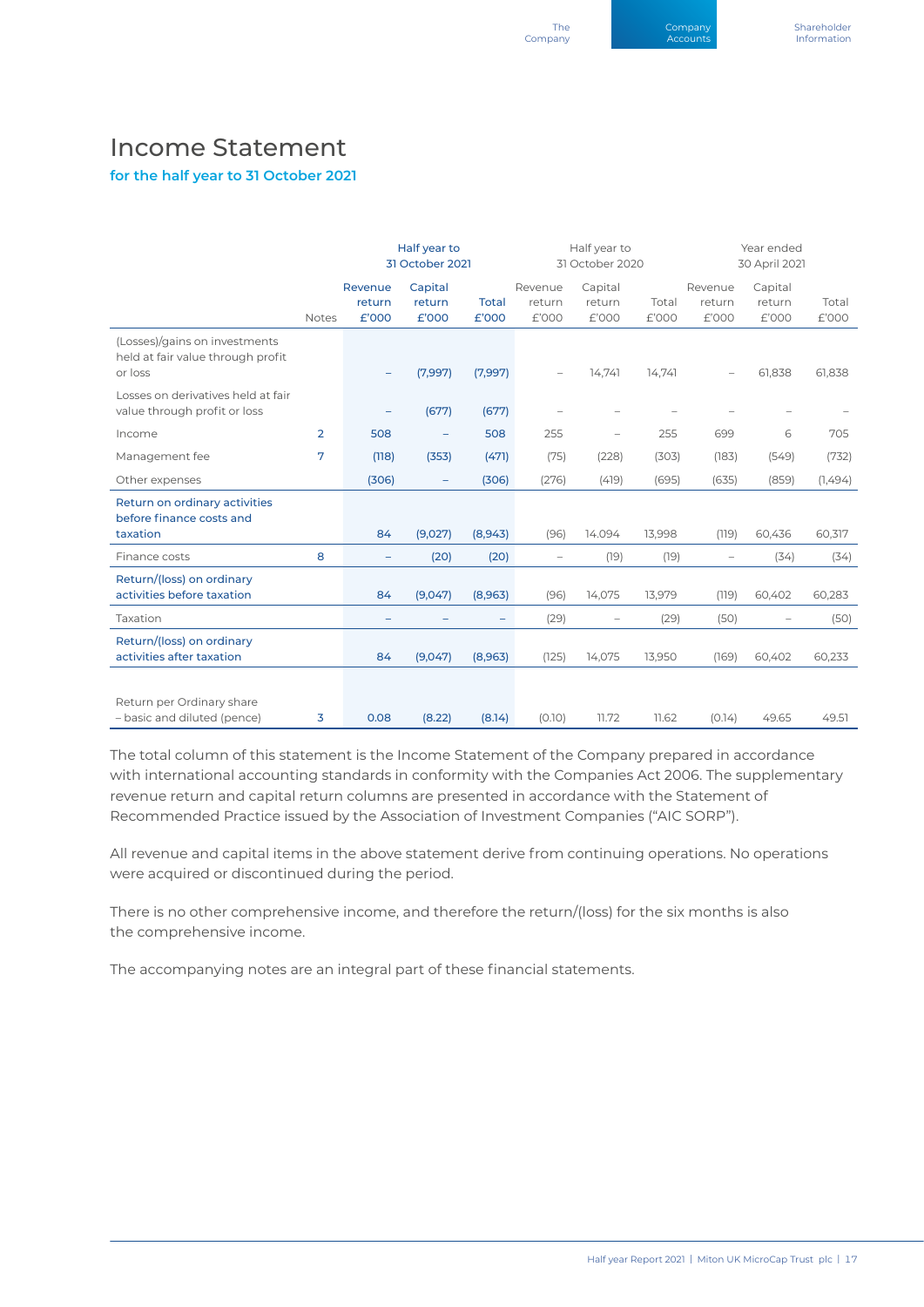# Income Statement

**for the half year to 31 October 2021**

| | Notes | Half year to 31 October 2021 | | | Half year to 31 October 2020 | | | Year ended 30 April 2021 | | |
|---|---|---|---|---|---|---|---|---|---|---|
| | | Revenue return £'000 | Capital return £'000 | Total £'000 | Revenue return £'000 | Capital return £'000 | Total £'000 | Revenue return £'000 | Capital return £'000 | Total £'000 |
| (Losses)/gains on investments held at fair value through profit or loss | | – | (7,997) | (7,997) | – | 14,741 | 14,741 | – | 61,838 | 61,838 |
| Losses on derivatives held at fair value through profit or loss | | – | (677) | (677) | – | – | – | – | – | – |
| Income | 2 | 508 | – | 508 | 255 | – | 255 | 699 | 6 | 705 |
| Management fee | 7 | (118) | (353) | (471) | (75) | (228) | (303) | (183) | (549) | (732) |
| Other expenses | | (306) | – | (306) | (276) | (419) | (695) | (635) | (859) | (1,494) |
| Return on ordinary activities before finance costs and taxation | | 84 | (9,027) | (8,943) | (96) | 14.094 | 13,998 | (119) | 60,436 | 60,317 |
| Finance costs | 8 | – | (20) | (20) | – | (19) | (19) | – | (34) | (34) |
| Return/(loss) on ordinary activities before taxation | | 84 | (9,047) | (8,963) | (96) | 14,075 | 13,979 | (119) | 60,402 | 60,283 |
| Taxation | | – | – | – | (29) | – | (29) | (50) | – | (50) |
| Return/(loss) on ordinary activities after taxation | | 84 | (9,047) | (8,963) | (125) | 14,075 | 13,950 | (169) | 60,402 | 60,233 |
| Return per Ordinary share – basic and diluted (pence) | 3 | 0.08 | (8.22) | (8.14) | (0.10) | 11.72 | 11.62 | (0.14) | 49.65 | 49.51 |

The total column of this statement is the Income Statement of the Company prepared in accordance with international accounting standards in conformity with the Companies Act 2006. The supplementary revenue return and capital return columns are presented in accordance with the Statement of Recommended Practice issued by the Association of Investment Companies ("AIC SORP").

All revenue and capital items in the above statement derive from continuing operations. No operations were acquired or discontinued during the period.

There is no other comprehensive income, and therefore the return/(loss) for the six months is also the comprehensive income.

The accompanying notes are an integral part of these financial statements.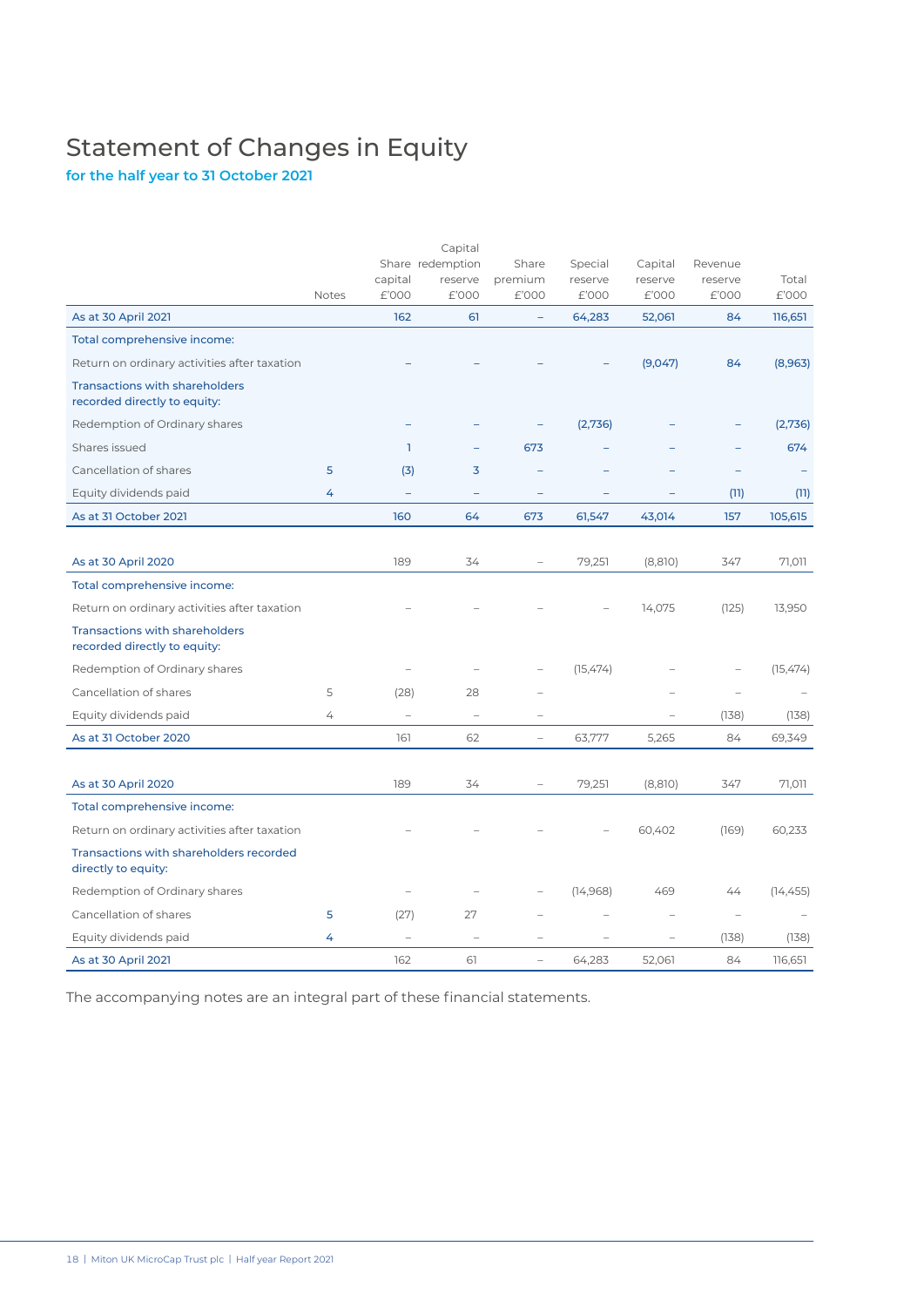# Statement of Changes in Equity

**for the half year to 31 October 2021**

| | Notes | Share capital £'000 | Capital redemption reserve £'000 | Share premium £'000 | Special reserve £'000 | Capital reserve £'000 | Revenue reserve £'000 | Total £'000 |
|---|---|---|---|---|---|---|---|---|
| **As at 30 April 2021** | | **162** | **61** | **–** | **64,283** | **52,061** | **84** | **116,651** |
| **Total comprehensive income:** | | | | | | | | |
| Return on ordinary activities after taxation | | **–** | **–** | **–** | **–** | **(9,047)** | **84** | **(8,963)** |
| **Transactions with shareholders recorded directly to equity:** | | | | | | | | |
| Redemption of Ordinary shares | | **–** | **–** | **–** | **(2,736)** | **–** | **–** | **(2,736)** |
| Shares issued | | **1** | **–** | **673** | **–** | **–** | **–** | **674** |
| Cancellation of shares | 5 | **(3)** | **3** | **–** | **–** | **–** | **–** | **–** |
| Equity dividends paid | 4 | **–** | **–** | **–** | **–** | **–** | **(11)** | **(11)** |
| **As at 31 October 2021** | | **160** | **64** | **673** | **61,547** | **43,014** | **157** | **105,615** |
| | | | | | | | | |
| **As at 30 April 2020** | | 189 | 34 | – | 79,251 | (8,810) | 347 | 71,011 |
| **Total comprehensive income:** | | | | | | | | |
| Return on ordinary activities after taxation | | – | – | – | – | 14,075 | (125) | 13,950 |
| **Transactions with shareholders recorded directly to equity:** | | | | | | | | |
| Redemption of Ordinary shares | | – | – | – | (15,474) | – | – | (15,474) |
| Cancellation of shares | 5 | (28) | 28 | – | | – | – | – |
| Equity dividends paid | 4 | – | – | – | | – | (138) | (138) |
| **As at 31 October 2020** | | 161 | 62 | – | 63,777 | 5,265 | 84 | 69,349 |
| | | | | | | | | |
| **As at 30 April 2020** | | 189 | 34 | – | 79,251 | (8,810) | 347 | 71,011 |
| **Total comprehensive income:** | | | | | | | | |
| Return on ordinary activities after taxation | | – | – | – | – | 60,402 | (169) | 60,233 |
| **Transactions with shareholders recorded directly to equity:** | | | | | | | | |
| Redemption of Ordinary shares | | – | – | – | (14,968) | 469 | 44 | (14,455) |
| Cancellation of shares | 5 | (27) | 27 | – | – | – | – | – |
| Equity dividends paid | 4 | – | – | – | – | – | (138) | (138) |
| **As at 30 April 2021** | | 162 | 61 | – | 64,283 | 52,061 | 84 | 116,651 |

The accompanying notes are an integral part of these financial statements.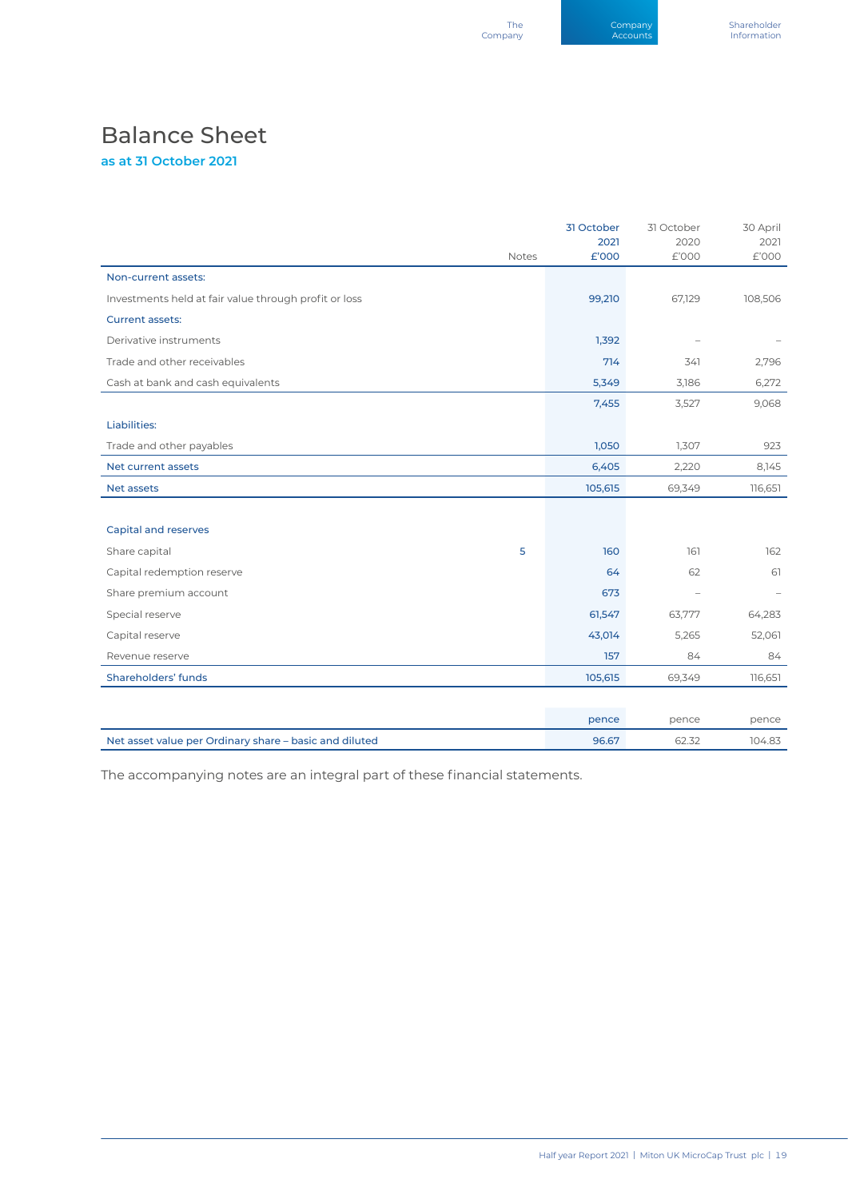# Balance Sheet

**as at 31 October 2021**

| | Notes | 31 October 2021 £'000 | 31 October 2020 £'000 | 30 April 2021 £'000 |
|---|---|---|---|---|
| **Non-current assets:** | | | | |
| Investments held at fair value through profit or loss | | 99,210 | 67,129 | 108,506 |
| **Current assets:** | | | | |
| Derivative instruments | | 1,392 | – | – |
| Trade and other receivables | | 714 | 341 | 2,796 |
| Cash at bank and cash equivalents | | 5,349 | 3,186 | 6,272 |
| | | 7,455 | 3,527 | 9,068 |
| **Liabilities:** | | | | |
| Trade and other payables | | 1,050 | 1,307 | 923 |
| **Net current assets** | | 6,405 | 2,220 | 8,145 |
| **Net assets** | | 105,615 | 69,349 | 116,651 |
| | | | | |
| **Capital and reserves** | | | | |
| Share capital | 5 | 160 | 161 | 162 |
| Capital redemption reserve | | 64 | 62 | 61 |
| Share premium account | | 673 | – | – |
| Special reserve | | 61,547 | 63,777 | 64,283 |
| Capital reserve | | 43,014 | 5,265 | 52,061 |
| Revenue reserve | | 157 | 84 | 84 |
| **Shareholders' funds** | | 105,615 | 69,349 | 116,651 |
| | | | | |
| | | pence | pence | pence |
| **Net asset value per Ordinary share – basic and diluted** | | 96.67 | 62.32 | 104.83 |

The accompanying notes are an integral part of these financial statements.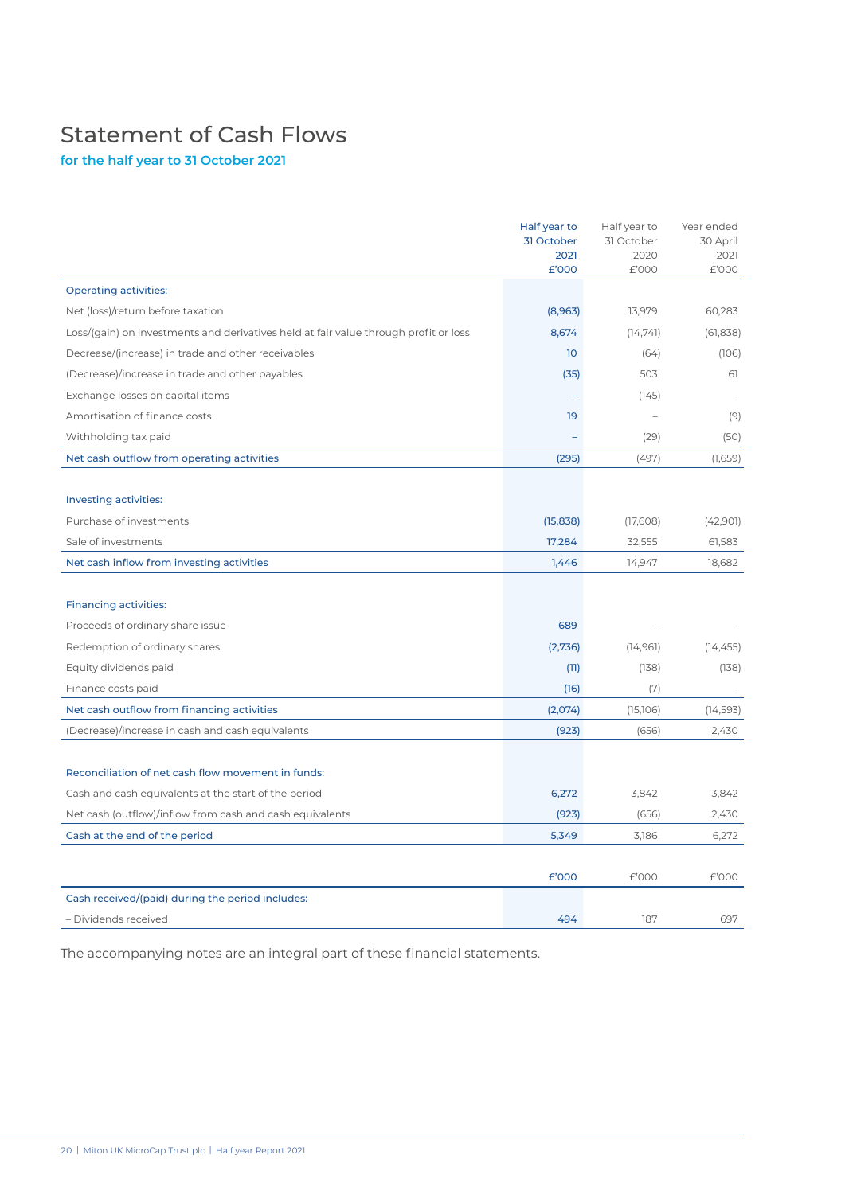# Statement of Cash Flows

**for the half year to 31 October 2021**

| | Half year to 31 October 2021 £'000 | Half year to 31 October 2020 £'000 | Year ended 30 April 2021 £'000 |
|---|---|---|---|
| **Operating activities:** | | | |
| Net (loss)/return before taxation | (8,963) | 13,979 | 60,283 |
| Loss/(gain) on investments and derivatives held at fair value through profit or loss | 8,674 | (14,741) | (61,838) |
| Decrease/(increase) in trade and other receivables | 10 | (64) | (106) |
| (Decrease)/increase in trade and other payables | (35) | 503 | 61 |
| Exchange losses on capital items | – | (145) | – |
| Amortisation of finance costs | 19 | – | (9) |
| Withholding tax paid | – | (29) | (50) |
| **Net cash outflow from operating activities** | (295) | (497) | (1,659) |
| **Investing activities:** | | | |
| Purchase of investments | (15,838) | (17,608) | (42,901) |
| Sale of investments | 17,284 | 32,555 | 61,583 |
| **Net cash inflow from investing activities** | 1,446 | 14,947 | 18,682 |
| **Financing activities:** | | | |
| Proceeds of ordinary share issue | 689 | – | – |
| Redemption of ordinary shares | (2,736) | (14,961) | (14,455) |
| Equity dividends paid | (11) | (138) | (138) |
| Finance costs paid | (16) | (7) | – |
| **Net cash outflow from financing activities** | (2,074) | (15,106) | (14,593) |
| (Decrease)/increase in cash and cash equivalents | (923) | (656) | 2,430 |
| **Reconciliation of net cash flow movement in funds:** | | | |
| Cash and cash equivalents at the start of the period | 6,272 | 3,842 | 3,842 |
| Net cash (outflow)/inflow from cash and cash equivalents | (923) | (656) | 2,430 |
| **Cash at the end of the period** | 5,349 | 3,186 | 6,272 |

| | £'000 | £'000 | £'000 |
|---|---|---|---|
| **Cash received/(paid) during the period includes:** | | | |
| – Dividends received | 494 | 187 | 697 |

The accompanying notes are an integral part of these financial statements.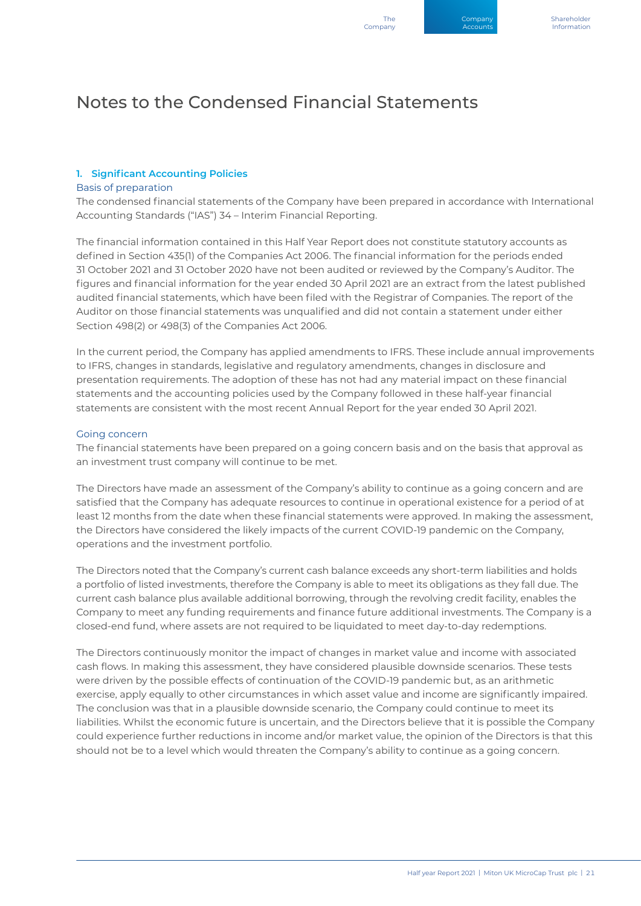# Notes to the Condensed Financial Statements

## 1. Significant Accounting Policies

### Basis of preparation

The condensed financial statements of the Company have been prepared in accordance with International Accounting Standards ("IAS") 34 – Interim Financial Reporting.

The financial information contained in this Half Year Report does not constitute statutory accounts as defined in Section 435(1) of the Companies Act 2006. The financial information for the periods ended 31 October 2021 and 31 October 2020 have not been audited or reviewed by the Company's Auditor. The figures and financial information for the year ended 30 April 2021 are an extract from the latest published audited financial statements, which have been filed with the Registrar of Companies. The report of the Auditor on those financial statements was unqualified and did not contain a statement under either Section 498(2) or 498(3) of the Companies Act 2006.

In the current period, the Company has applied amendments to IFRS. These include annual improvements to IFRS, changes in standards, legislative and regulatory amendments, changes in disclosure and presentation requirements. The adoption of these has not had any material impact on these financial statements and the accounting policies used by the Company followed in these half-year financial statements are consistent with the most recent Annual Report for the year ended 30 April 2021.

### Going concern

The financial statements have been prepared on a going concern basis and on the basis that approval as an investment trust company will continue to be met.

The Directors have made an assessment of the Company's ability to continue as a going concern and are satisfied that the Company has adequate resources to continue in operational existence for a period of at least 12 months from the date when these financial statements were approved. In making the assessment, the Directors have considered the likely impacts of the current COVID-19 pandemic on the Company, operations and the investment portfolio.

The Directors noted that the Company's current cash balance exceeds any short-term liabilities and holds a portfolio of listed investments, therefore the Company is able to meet its obligations as they fall due. The current cash balance plus available additional borrowing, through the revolving credit facility, enables the Company to meet any funding requirements and finance future additional investments. The Company is a closed-end fund, where assets are not required to be liquidated to meet day-to-day redemptions.

The Directors continuously monitor the impact of changes in market value and income with associated cash flows. In making this assessment, they have considered plausible downside scenarios. These tests were driven by the possible effects of continuation of the COVID-19 pandemic but, as an arithmetic exercise, apply equally to other circumstances in which asset value and income are significantly impaired. The conclusion was that in a plausible downside scenario, the Company could continue to meet its liabilities. Whilst the economic future is uncertain, and the Directors believe that it is possible the Company could experience further reductions in income and/or market value, the opinion of the Directors is that this should not be to a level which would threaten the Company's ability to continue as a going concern.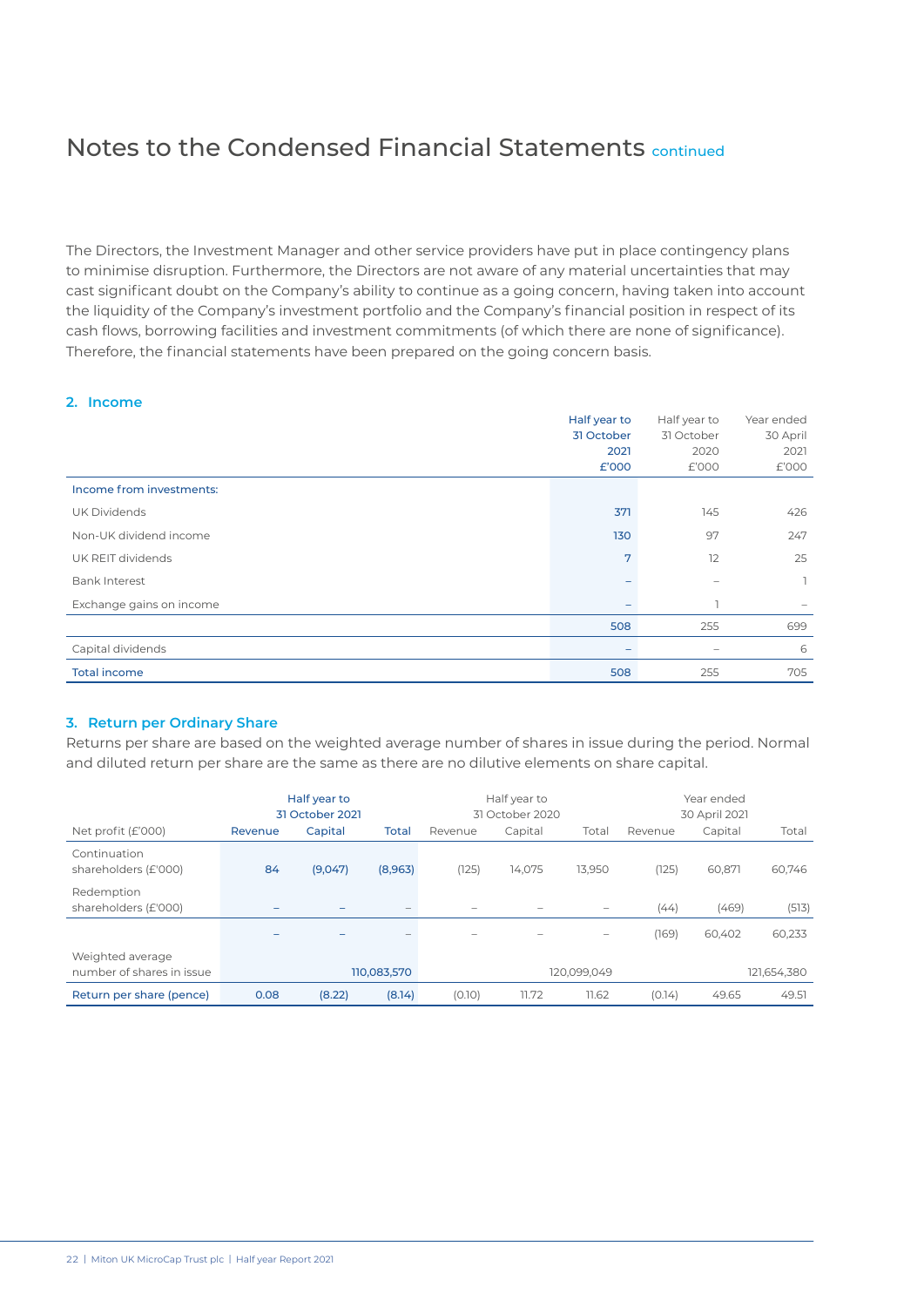# Notes to the Condensed Financial Statements continued

The Directors, the Investment Manager and other service providers have put in place contingency plans to minimise disruption. Furthermore, the Directors are not aware of any material uncertainties that may cast significant doubt on the Company's ability to continue as a going concern, having taken into account the liquidity of the Company's investment portfolio and the Company's financial position in respect of its cash flows, borrowing facilities and investment commitments (of which there are none of significance). Therefore, the financial statements have been prepared on the going concern basis.

## 2. Income

| | Half year to 31 October 2021 £'000 | Half year to 31 October 2020 £'000 | Year ended 30 April 2021 £'000 |
|---|---|---|---|
| Income from investments: | | | |
| UK Dividends | 371 | 145 | 426 |
| Non-UK dividend income | 130 | 97 | 247 |
| UK REIT dividends | 7 | 12 | 25 |
| Bank Interest | – | – | 1 |
| Exchange gains on income | – | 1 | – |
| | 508 | 255 | 699 |
| Capital dividends | – | – | 6 |
| Total income | 508 | 255 | 705 |

## 3. Return per Ordinary Share

Returns per share are based on the weighted average number of shares in issue during the period. Normal and diluted return per share are the same as there are no dilutive elements on share capital.

| | Half year to 31 October 2021 | | | Half year to 31 October 2020 | | | Year ended 30 April 2021 | | |
|---|---|---|---|---|---|---|---|---|---|
| Net profit (£'000) | Revenue | Capital | Total | Revenue | Capital | Total | Revenue | Capital | Total |
| Continuation shareholders (£'000) | 84 | (9,047) | (8,963) | (125) | 14,075 | 13,950 | (125) | 60,871 | 60,746 |
| Redemption shareholders (£'000) | – | – | – | – | – | – | (44) | (469) | (513) |
| | – | – | – | – | – | – | (169) | 60,402 | 60,233 |
| Weighted average number of shares in issue | | | 110,083,570 | | | 120,099,049 | | | 121,654,380 |
| Return per share (pence) | 0.08 | (8.22) | (8.14) | (0.10) | 11.72 | 11.62 | (0.14) | 49.65 | 49.51 |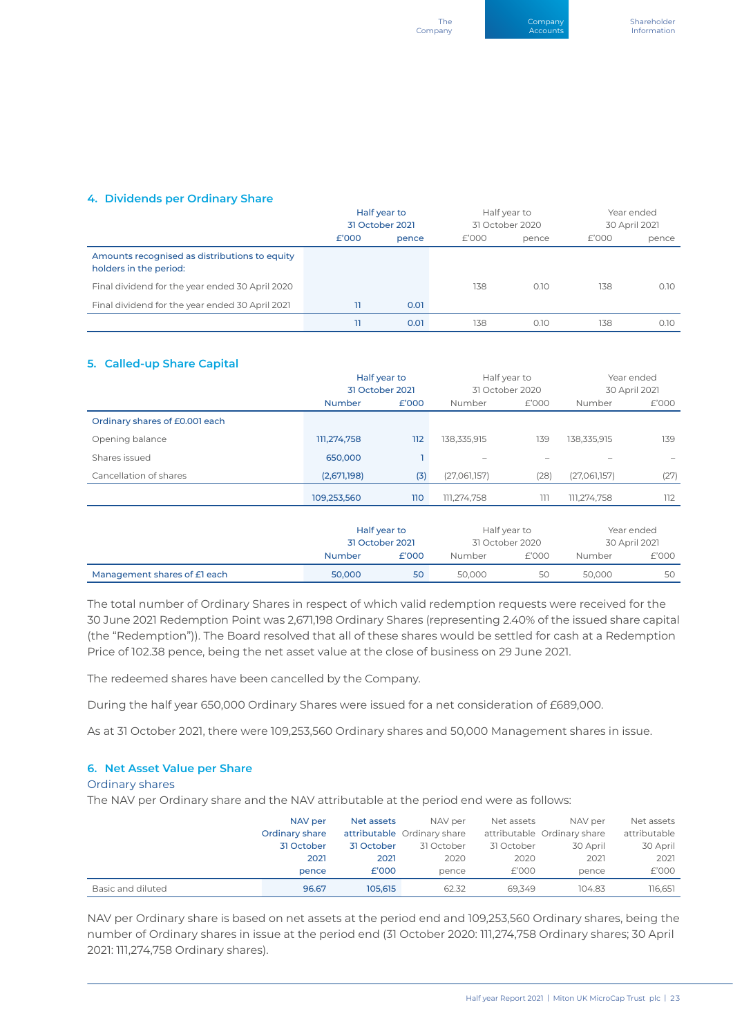## 4. Dividends per Ordinary Share

| | Half year to 31 October 2021 | | Half year to 31 October 2020 | | Year ended 30 April 2021 | |
|---|---|---|---|---|---|---|
| | £'000 | pence | £'000 | pence | £'000 | pence |
| Amounts recognised as distributions to equity holders in the period: | | | | | | |
| Final dividend for the year ended 30 April 2020 | | | 138 | 0.10 | 138 | 0.10 |
| Final dividend for the year ended 30 April 2021 | 11 | 0.01 | | | | |
| | 11 | 0.01 | 138 | 0.10 | 138 | 0.10 |

## 5. Called-up Share Capital

| | Half year to 31 October 2021 | | Half year to 31 October 2020 | | Year ended 30 April 2021 | |
|---|---|---|---|---|---|---|
| | Number | £'000 | Number | £'000 | Number | £'000 |
| Ordinary shares of £0.001 each | | | | | | |
| Opening balance | 111,274,758 | 112 | 138,335,915 | 139 | 138,335,915 | 139 |
| Shares issued | 650,000 | 1 | – | – | – | – |
| Cancellation of shares | (2,671,198) | (3) | (27,061,157) | (28) | (27,061,157) | (27) |
| | 109,253,560 | 110 | 111,274,758 | 111 | 111,274,758 | 112 |

| | Half year to 31 October 2021 | | Half year to 31 October 2020 | | Year ended 30 April 2021 | |
|---|---|---|---|---|---|---|
| | Number | £'000 | Number | £'000 | Number | £'000 |
| Management shares of £1 each | 50,000 | 50 | 50,000 | 50 | 50,000 | 50 |

The total number of Ordinary Shares in respect of which valid redemption requests were received for the 30 June 2021 Redemption Point was 2,671,198 Ordinary Shares (representing 2.40% of the issued share capital (the "Redemption")). The Board resolved that all of these shares would be settled for cash at a Redemption Price of 102.38 pence, being the net asset value at the close of business on 29 June 2021.

The redeemed shares have been cancelled by the Company.

During the half year 650,000 Ordinary Shares were issued for a net consideration of £689,000.

As at 31 October 2021, there were 109,253,560 Ordinary shares and 50,000 Management shares in issue.

## 6. Net Asset Value per Share

### Ordinary shares

The NAV per Ordinary share and the NAV attributable at the period end were as follows:

| | NAV per Ordinary share 31 October 2021 pence | Net assets attributable 31 October 2021 £'000 | NAV per Ordinary share 31 October 2020 pence | Net assets attributable 31 October 2020 £'000 | NAV per Ordinary share 30 April 2021 pence | Net assets attributable 30 April 2021 £'000 |
|---|---|---|---|---|---|---|
| Basic and diluted | 96.67 | 105,615 | 62.32 | 69,349 | 104.83 | 116,651 |

NAV per Ordinary share is based on net assets at the period end and 109,253,560 Ordinary shares, being the number of Ordinary shares in issue at the period end (31 October 2020: 111,274,758 Ordinary shares; 30 April 2021: 111,274,758 Ordinary shares).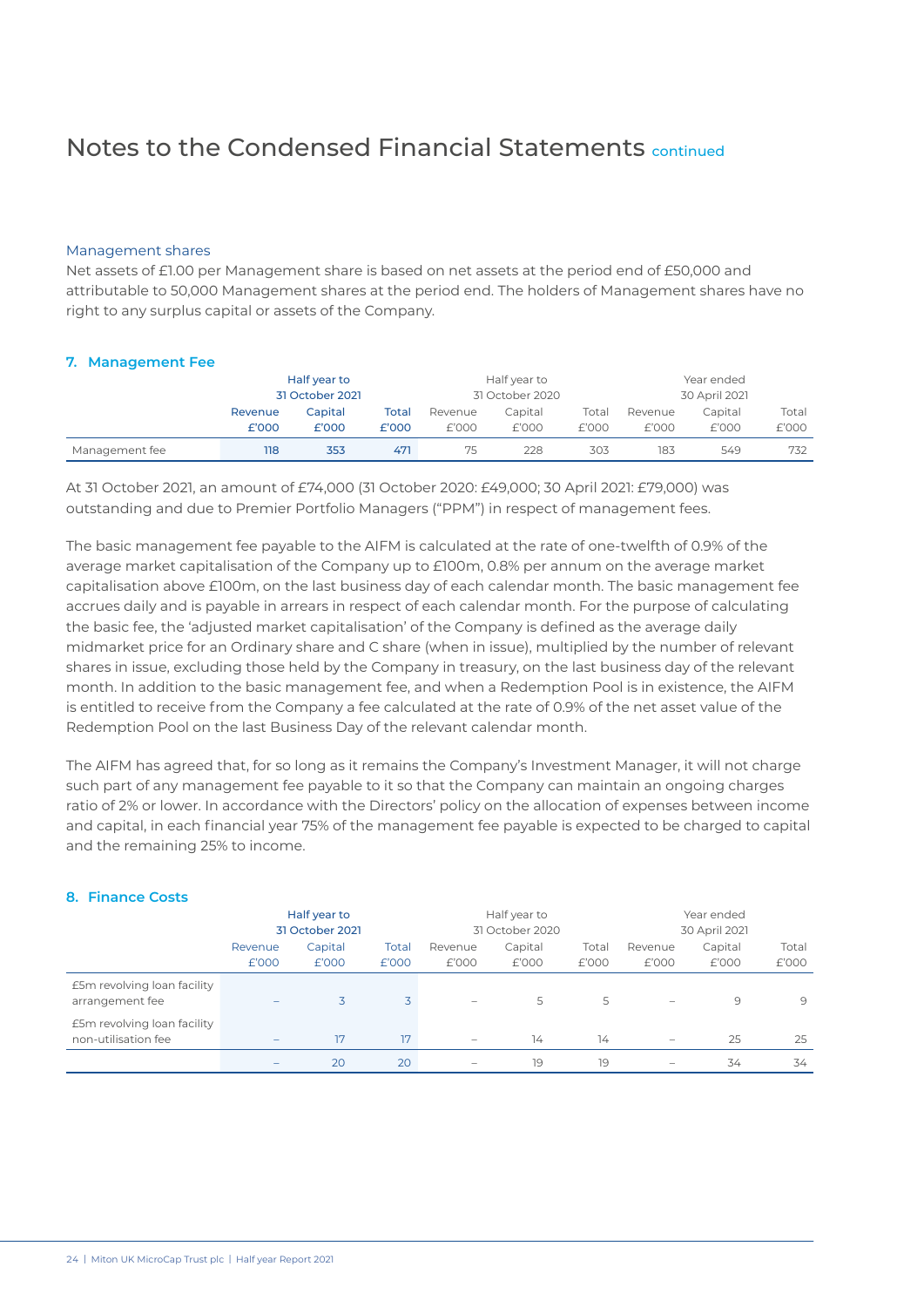# Notes to the Condensed Financial Statements continued

### Management shares

Net assets of £1.00 per Management share is based on net assets at the period end of £50,000 and attributable to 50,000 Management shares at the period end. The holders of Management shares have no right to any surplus capital or assets of the Company.

## 7. Management Fee

| | Half year to 31 October 2021 | | | Half year to 31 October 2020 | | | Year ended 30 April 2021 | | |
|---|---|---|---|---|---|---|---|---|---|
| | Revenue £'000 | Capital £'000 | Total £'000 | Revenue £'000 | Capital £'000 | Total £'000 | Revenue £'000 | Capital £'000 | Total £'000 |
| Management fee | 118 | 353 | 471 | 75 | 228 | 303 | 183 | 549 | 732 |

At 31 October 2021, an amount of £74,000 (31 October 2020: £49,000; 30 April 2021: £79,000) was outstanding and due to Premier Portfolio Managers ("PPM") in respect of management fees.

The basic management fee payable to the AIFM is calculated at the rate of one-twelfth of 0.9% of the average market capitalisation of the Company up to £100m, 0.8% per annum on the average market capitalisation above £100m, on the last business day of each calendar month. The basic management fee accrues daily and is payable in arrears in respect of each calendar month. For the purpose of calculating the basic fee, the 'adjusted market capitalisation' of the Company is defined as the average daily midmarket price for an Ordinary share and C share (when in issue), multiplied by the number of relevant shares in issue, excluding those held by the Company in treasury, on the last business day of the relevant month. In addition to the basic management fee, and when a Redemption Pool is in existence, the AIFM is entitled to receive from the Company a fee calculated at the rate of 0.9% of the net asset value of the Redemption Pool on the last Business Day of the relevant calendar month.

The AIFM has agreed that, for so long as it remains the Company's Investment Manager, it will not charge such part of any management fee payable to it so that the Company can maintain an ongoing charges ratio of 2% or lower. In accordance with the Directors' policy on the allocation of expenses between income and capital, in each financial year 75% of the management fee payable is expected to be charged to capital and the remaining 25% to income.

## 8. Finance Costs

| | Half year to 31 October 2021 | | | Half year to 31 October 2020 | | | Year ended 30 April 2021 | | |
|---|---|---|---|---|---|---|---|---|---|
| | Revenue £'000 | Capital £'000 | Total £'000 | Revenue £'000 | Capital £'000 | Total £'000 | Revenue £'000 | Capital £'000 | Total £'000 |
| £5m revolving loan facility arrangement fee | – | 3 | 3 | – | 5 | 5 | – | 9 | 9 |
| £5m revolving loan facility non-utilisation fee | – | 17 | 17 | – | 14 | 14 | – | 25 | 25 |
| | – | 20 | 20 | – | 19 | 19 | – | 34 | 34 |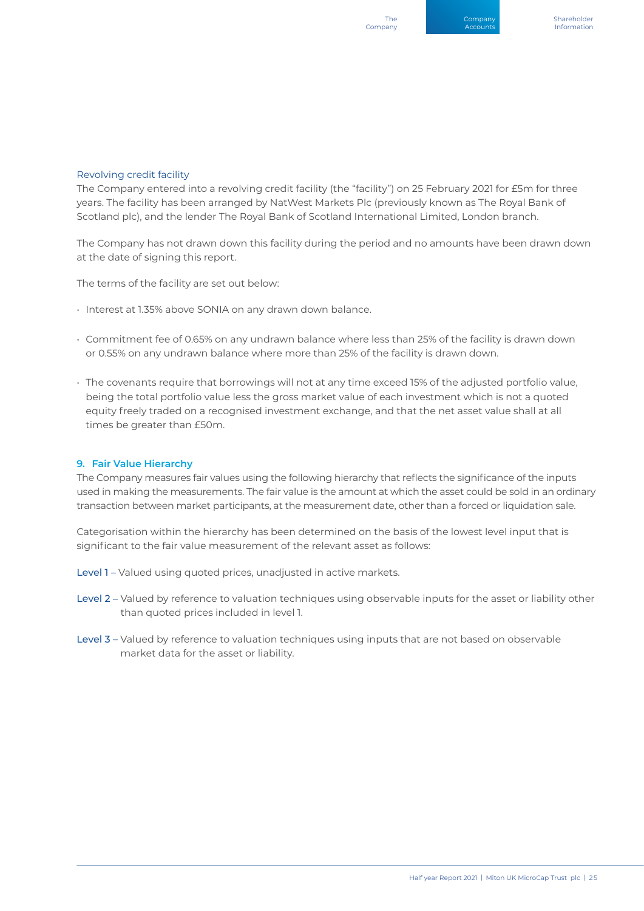### Revolving credit facility

The Company entered into a revolving credit facility (the "facility") on 25 February 2021 for £5m for three years. The facility has been arranged by NatWest Markets Plc (previously known as The Royal Bank of Scotland plc), and the lender The Royal Bank of Scotland International Limited, London branch.

The Company has not drawn down this facility during the period and no amounts have been drawn down at the date of signing this report.

The terms of the facility are set out below:

- Interest at 1.35% above SONIA on any drawn down balance.
- Commitment fee of 0.65% on any undrawn balance where less than 25% of the facility is drawn down or 0.55% on any undrawn balance where more than 25% of the facility is drawn down.
- The covenants require that borrowings will not at any time exceed 15% of the adjusted portfolio value, being the total portfolio value less the gross market value of each investment which is not a quoted equity freely traded on a recognised investment exchange, and that the net asset value shall at all times be greater than £50m.

## 9. Fair Value Hierarchy

The Company measures fair values using the following hierarchy that reflects the significance of the inputs used in making the measurements. The fair value is the amount at which the asset could be sold in an ordinary transaction between market participants, at the measurement date, other than a forced or liquidation sale.

Categorisation within the hierarchy has been determined on the basis of the lowest level input that is significant to the fair value measurement of the relevant asset as follows:

Level 1 – Valued using quoted prices, unadjusted in active markets.

Level 2 – Valued by reference to valuation techniques using observable inputs for the asset or liability other than quoted prices included in level 1.

Level 3 – Valued by reference to valuation techniques using inputs that are not based on observable market data for the asset or liability.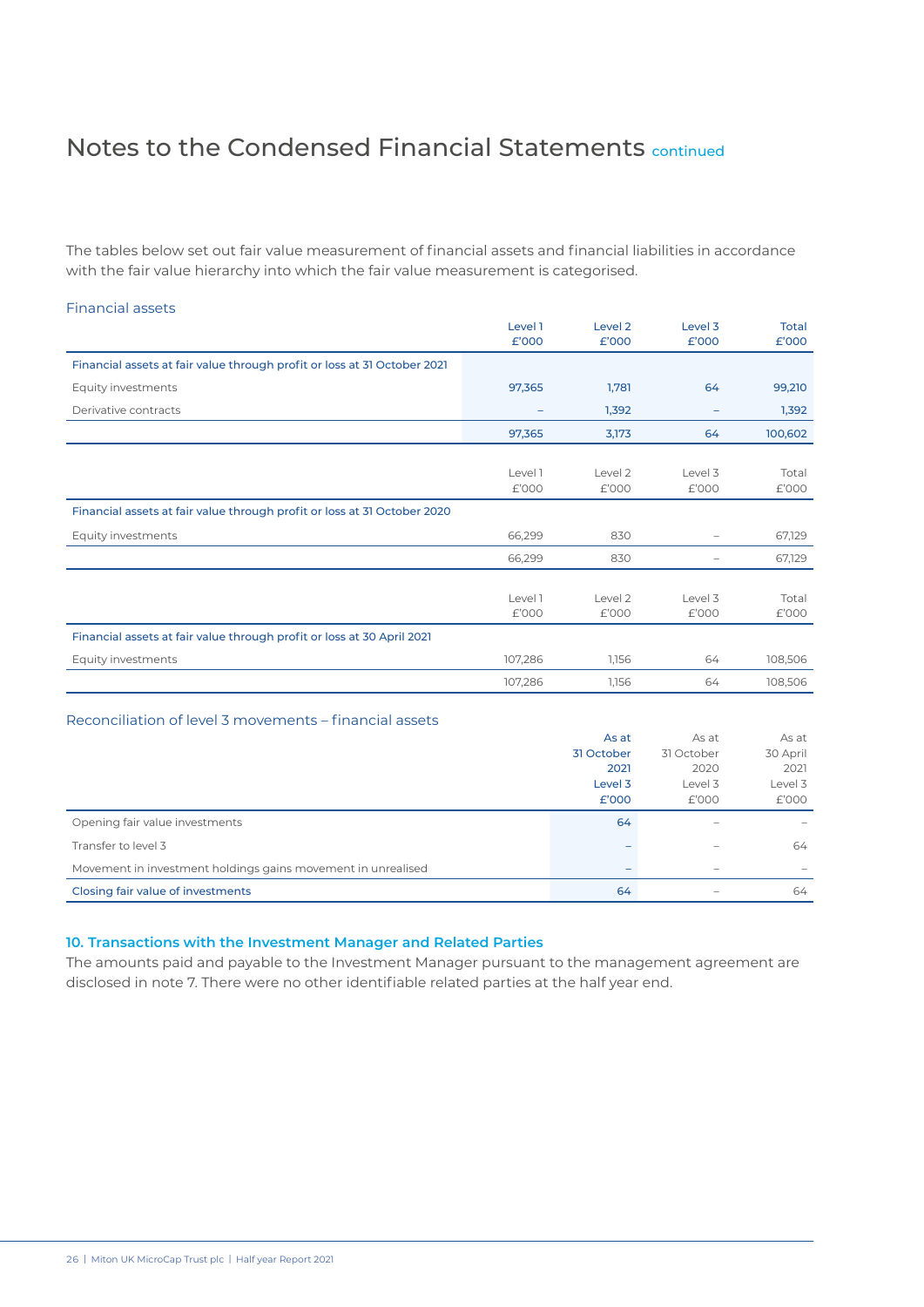# Notes to the Condensed Financial Statements continued

The tables below set out fair value measurement of financial assets and financial liabilities in accordance with the fair value hierarchy into which the fair value measurement is categorised.

## Financial assets

| | Level 1<br>£'000 | Level 2<br>£'000 | Level 3<br>£'000 | Total<br>£'000 |
|---|---|---|---|---|
| **Financial assets at fair value through profit or loss at 31 October 2021** | | | | |
| Equity investments | 97,365 | 1,781 | 64 | 99,210 |
| Derivative contracts | – | 1,392 | – | 1,392 |
| | 97,365 | 3,173 | 64 | 100,602 |

| | Level 1<br>£'000 | Level 2<br>£'000 | Level 3<br>£'000 | Total<br>£'000 |
|---|---|---|---|---|
| **Financial assets at fair value through profit or loss at 31 October 2020** | | | | |
| Equity investments | 66,299 | 830 | – | 67,129 |
| | 66,299 | 830 | – | 67,129 |

| | Level 1<br>£'000 | Level 2<br>£'000 | Level 3<br>£'000 | Total<br>£'000 |
|---|---|---|---|---|
| **Financial assets at fair value through profit or loss at 30 April 2021** | | | | |
| Equity investments | 107,286 | 1,156 | 64 | 108,506 |
| | 107,286 | 1,156 | 64 | 108,506 |

## Reconciliation of level 3 movements – financial assets

| | As at<br>31 October<br>2021<br>Level 3<br>£'000 | As at<br>31 October<br>2020<br>Level 3<br>£'000 | As at<br>30 April<br>2021<br>Level 3<br>£'000 |
|---|---|---|---|
| Opening fair value investments | 64 | – | – |
| Transfer to level 3 | – | – | 64 |
| Movement in investment holdings gains movement in unrealised | – | – | – |
| **Closing fair value of investments** | 64 | – | 64 |

### 10. Transactions with the Investment Manager and Related Parties

The amounts paid and payable to the Investment Manager pursuant to the management agreement are disclosed in note 7. There were no other identifiable related parties at the half year end.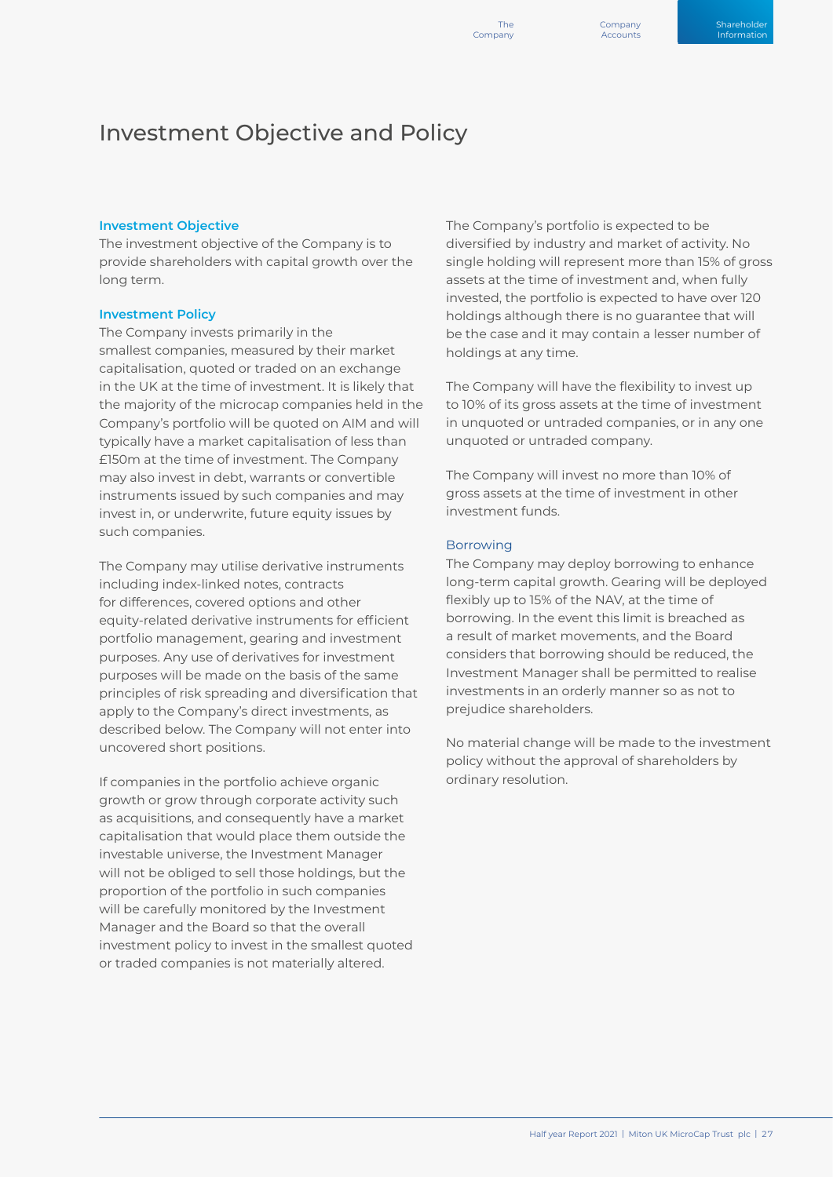# Investment Objective and Policy

## Investment Objective

The investment objective of the Company is to provide shareholders with capital growth over the long term.

## Investment Policy

The Company invests primarily in the smallest companies, measured by their market capitalisation, quoted or traded on an exchange in the UK at the time of investment. It is likely that the majority of the microcap companies held in the Company's portfolio will be quoted on AIM and will typically have a market capitalisation of less than £150m at the time of investment. The Company may also invest in debt, warrants or convertible instruments issued by such companies and may invest in, or underwrite, future equity issues by such companies.

The Company may utilise derivative instruments including index-linked notes, contracts for differences, covered options and other equity-related derivative instruments for efficient portfolio management, gearing and investment purposes. Any use of derivatives for investment purposes will be made on the basis of the same principles of risk spreading and diversification that apply to the Company's direct investments, as described below. The Company will not enter into uncovered short positions.

If companies in the portfolio achieve organic growth or grow through corporate activity such as acquisitions, and consequently have a market capitalisation that would place them outside the investable universe, the Investment Manager will not be obliged to sell those holdings, but the proportion of the portfolio in such companies will be carefully monitored by the Investment Manager and the Board so that the overall investment policy to invest in the smallest quoted or traded companies is not materially altered.

The Company's portfolio is expected to be diversified by industry and market of activity. No single holding will represent more than 15% of gross assets at the time of investment and, when fully invested, the portfolio is expected to have over 120 holdings although there is no guarantee that will be the case and it may contain a lesser number of holdings at any time.

The Company will have the flexibility to invest up to 10% of its gross assets at the time of investment in unquoted or untraded companies, or in any one unquoted or untraded company.

The Company will invest no more than 10% of gross assets at the time of investment in other investment funds.

### Borrowing

The Company may deploy borrowing to enhance long-term capital growth. Gearing will be deployed flexibly up to 15% of the NAV, at the time of borrowing. In the event this limit is breached as a result of market movements, and the Board considers that borrowing should be reduced, the Investment Manager shall be permitted to realise investments in an orderly manner so as not to prejudice shareholders.

No material change will be made to the investment policy without the approval of shareholders by ordinary resolution.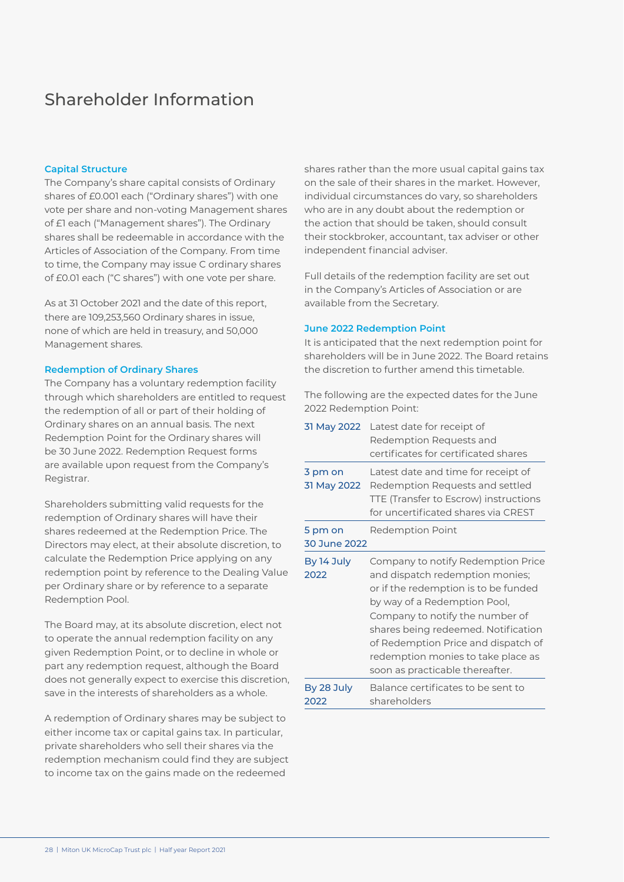# Shareholder Information

### Capital Structure

The Company's share capital consists of Ordinary shares of £0.001 each ("Ordinary shares") with one vote per share and non-voting Management shares of £1 each ("Management shares"). The Ordinary shares shall be redeemable in accordance with the Articles of Association of the Company. From time to time, the Company may issue C ordinary shares of £0.01 each ("C shares") with one vote per share.

As at 31 October 2021 and the date of this report, there are 109,253,560 Ordinary shares in issue, none of which are held in treasury, and 50,000 Management shares.

### Redemption of Ordinary Shares

The Company has a voluntary redemption facility through which shareholders are entitled to request the redemption of all or part of their holding of Ordinary shares on an annual basis. The next Redemption Point for the Ordinary shares will be 30 June 2022. Redemption Request forms are available upon request from the Company's Registrar.

Shareholders submitting valid requests for the redemption of Ordinary shares will have their shares redeemed at the Redemption Price. The Directors may elect, at their absolute discretion, to calculate the Redemption Price applying on any redemption point by reference to the Dealing Value per Ordinary share or by reference to a separate Redemption Pool.

The Board may, at its absolute discretion, elect not to operate the annual redemption facility on any given Redemption Point, or to decline in whole or part any redemption request, although the Board does not generally expect to exercise this discretion, save in the interests of shareholders as a whole.

A redemption of Ordinary shares may be subject to either income tax or capital gains tax. In particular, private shareholders who sell their shares via the redemption mechanism could find they are subject to income tax on the gains made on the redeemed shares rather than the more usual capital gains tax on the sale of their shares in the market. However, individual circumstances do vary, so shareholders who are in any doubt about the redemption or the action that should be taken, should consult their stockbroker, accountant, tax adviser or other independent financial adviser.

Full details of the redemption facility are set out in the Company's Articles of Association or are available from the Secretary.

### June 2022 Redemption Point

It is anticipated that the next redemption point for shareholders will be in June 2022. The Board retains the discretion to further amend this timetable.

The following are the expected dates for the June 2022 Redemption Point:

| | |
|---|---|
| 31 May 2022 | Latest date for receipt of Redemption Requests and certificates for certificated shares |
| 3 pm on 31 May 2022 | Latest date and time for receipt of Redemption Requests and settled TTE (Transfer to Escrow) instructions for uncertificated shares via CREST |
| 5 pm on 30 June 2022 | Redemption Point |
| By 14 July 2022 | Company to notify Redemption Price and dispatch redemption monies; or if the redemption is to be funded by way of a Redemption Pool, Company to notify the number of shares being redeemed. Notification of Redemption Price and dispatch of redemption monies to take place as soon as practicable thereafter. |
| By 28 July 2022 | Balance certificates to be sent to shareholders |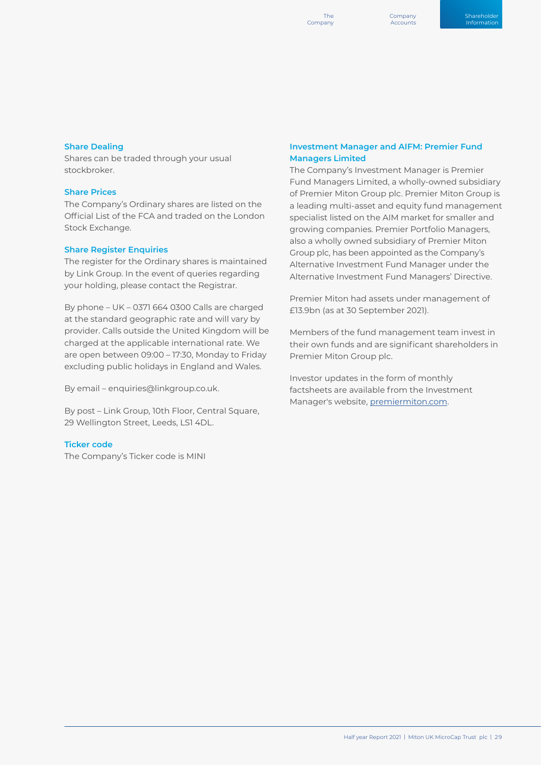### Share Dealing

Shares can be traded through your usual stockbroker.

### Share Prices

The Company's Ordinary shares are listed on the Official List of the FCA and traded on the London Stock Exchange.

### Share Register Enquiries

The register for the Ordinary shares is maintained by Link Group. In the event of queries regarding your holding, please contact the Registrar.

By phone – UK – 0371 664 0300 Calls are charged at the standard geographic rate and will vary by provider. Calls outside the United Kingdom will be charged at the applicable international rate. We are open between 09:00 – 17:30, Monday to Friday excluding public holidays in England and Wales.

By email – enquiries@linkgroup.co.uk.

By post – Link Group, 10th Floor, Central Square, 29 Wellington Street, Leeds, LS1 4DL.

### Ticker code

The Company's Ticker code is MINI

### Investment Manager and AIFM: Premier Fund Managers Limited

The Company's Investment Manager is Premier Fund Managers Limited, a wholly-owned subsidiary of Premier Miton Group plc. Premier Miton Group is a leading multi-asset and equity fund management specialist listed on the AIM market for smaller and growing companies. Premier Portfolio Managers, also a wholly owned subsidiary of Premier Miton Group plc, has been appointed as the Company's Alternative Investment Fund Manager under the Alternative Investment Fund Managers' Directive.

Premier Miton had assets under management of £13.9bn (as at 30 September 2021).

Members of the fund management team invest in their own funds and are significant shareholders in Premier Miton Group plc.

Investor updates in the form of monthly factsheets are available from the Investment Manager's website, premiermiton.com.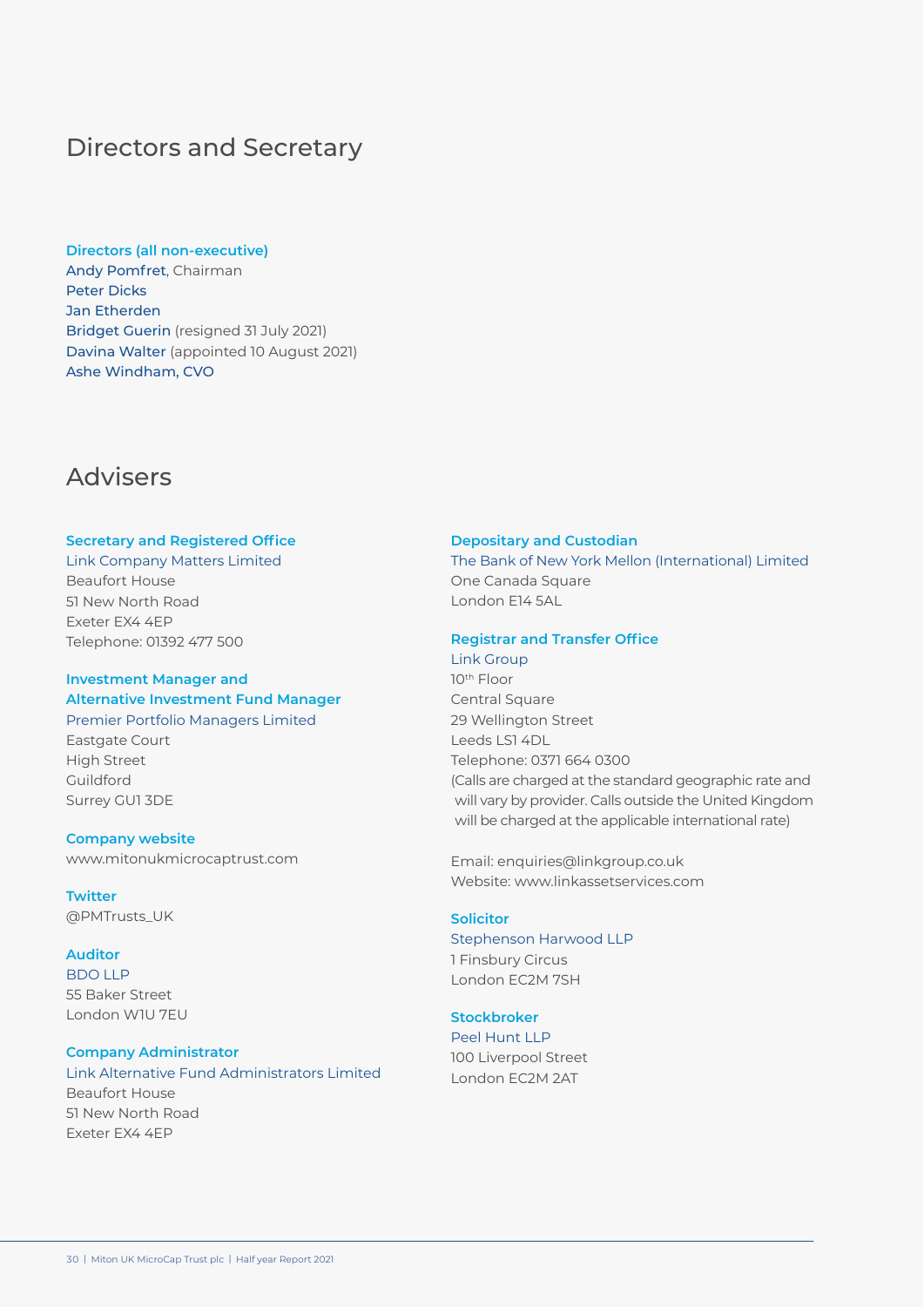# Directors and Secretary

**Directors (all non-executive)**

Andy Pomfret, Chairman
Peter Dicks
Jan Etherden
Bridget Guerin (resigned 31 July 2021)
Davina Walter (appointed 10 August 2021)
Ashe Windham, CVO

# Advisers

**Secretary and Registered Office**

Link Company Matters Limited
Beaufort House
51 New North Road
Exeter EX4 4EP
Telephone: 01392 477 500

**Investment Manager and Alternative Investment Fund Manager**

Premier Portfolio Managers Limited
Eastgate Court
High Street
Guildford
Surrey GU1 3DE

**Company website**

www.mitonukmicrocaptrust.com

**Twitter**

@PMTrusts_UK

**Auditor**

BDO LLP
55 Baker Street
London W1U 7EU

**Company Administrator**

Link Alternative Fund Administrators Limited
Beaufort House
51 New North Road
Exeter EX4 4EP

**Depositary and Custodian**

The Bank of New York Mellon (International) Limited
One Canada Square
London E14 5AL

**Registrar and Transfer Office**

Link Group
10th Floor
Central Square
29 Wellington Street
Leeds LS1 4DL
Telephone: 0371 664 0300
(Calls are charged at the standard geographic rate and will vary by provider. Calls outside the United Kingdom will be charged at the applicable international rate)

Email: enquiries@linkgroup.co.uk
Website: www.linkassetservices.com

**Solicitor**

Stephenson Harwood LLP
1 Finsbury Circus
London EC2M 7SH

**Stockbroker**

Peel Hunt LLP
100 Liverpool Street
London EC2M 2AT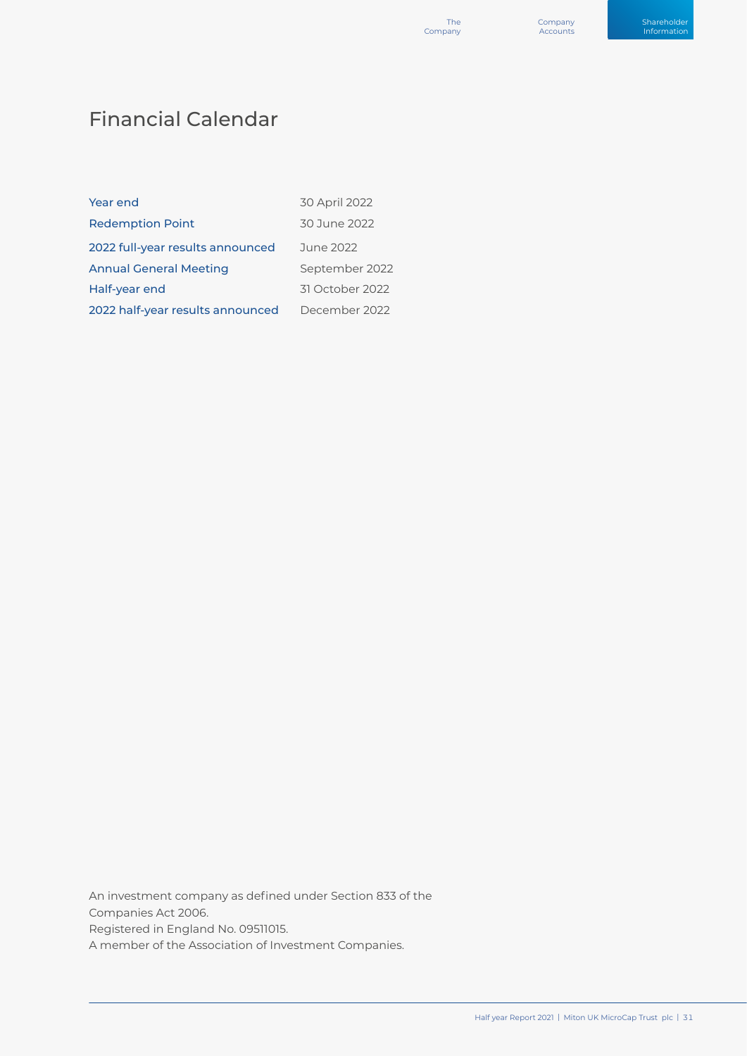# Financial Calendar

| | |
|---|---|
| Year end | 30 April 2022 |
| Redemption Point | 30 June 2022 |
| 2022 full-year results announced | June 2022 |
| Annual General Meeting | September 2022 |
| Half-year end | 31 October 2022 |
| 2022 half-year results announced | December 2022 |

An investment company as defined under Section 833 of the Companies Act 2006.
Registered in England No. 09511015.
A member of the Association of Investment Companies.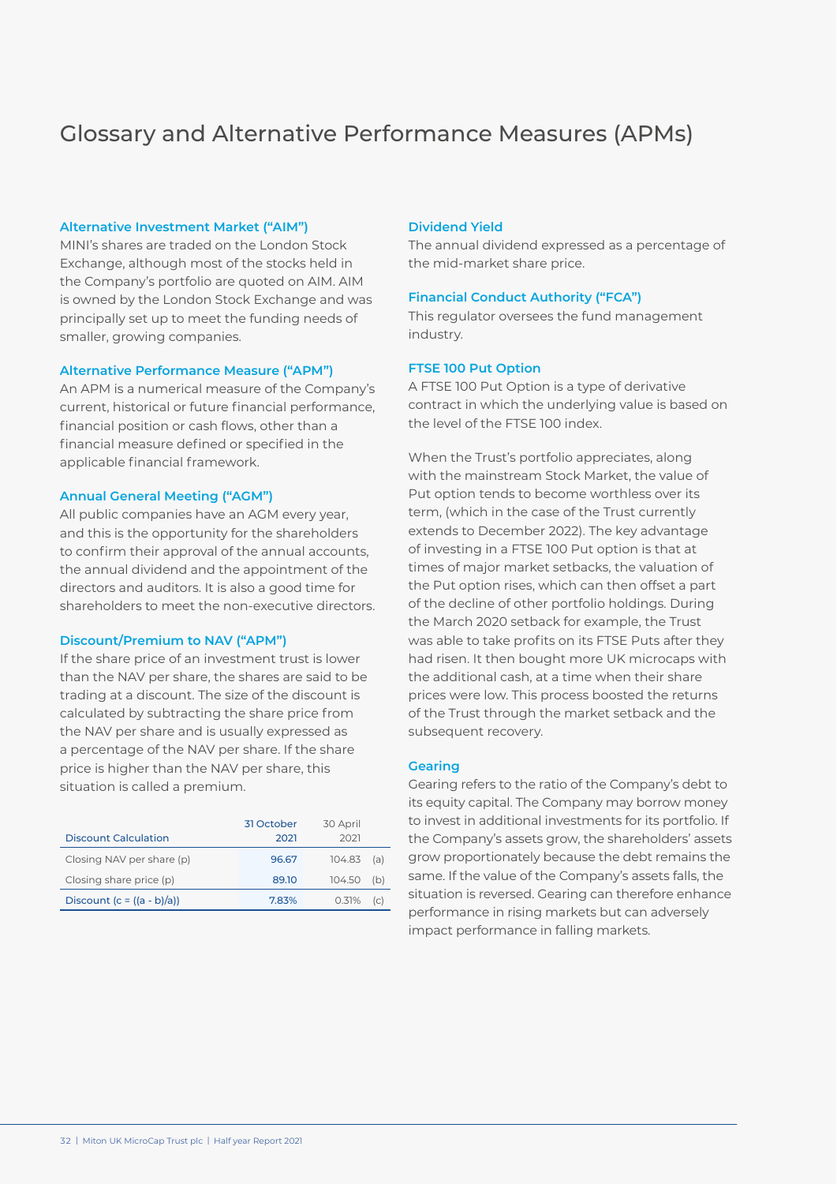# Glossary and Alternative Performance Measures (APMs)

### Alternative Investment Market ("AIM")

MINI's shares are traded on the London Stock Exchange, although most of the stocks held in the Company's portfolio are quoted on AIM. AIM is owned by the London Stock Exchange and was principally set up to meet the funding needs of smaller, growing companies.

### Alternative Performance Measure ("APM")

An APM is a numerical measure of the Company's current, historical or future financial performance, financial position or cash flows, other than a financial measure defined or specified in the applicable financial framework.

### Annual General Meeting ("AGM")

All public companies have an AGM every year, and this is the opportunity for the shareholders to confirm their approval of the annual accounts, the annual dividend and the appointment of the directors and auditors. It is also a good time for shareholders to meet the non-executive directors.

### Discount/Premium to NAV ("APM")

If the share price of an investment trust is lower than the NAV per share, the shares are said to be trading at a discount. The size of the discount is calculated by subtracting the share price from the NAV per share and is usually expressed as a percentage of the NAV per share. If the share price is higher than the NAV per share, this situation is called a premium.

| Discount Calculation | 31 October 2021 | 30 April 2021 | |
|---|---|---|---|
| Closing NAV per share (p) | 96.67 | 104.83 | (a) |
| Closing share price (p) | 89.10 | 104.50 | (b) |
| Discount (c = ((a - b)/a)) | 7.83% | 0.31% | (c) |

### Dividend Yield

The annual dividend expressed as a percentage of the mid-market share price.

### Financial Conduct Authority ("FCA")

This regulator oversees the fund management industry.

### FTSE 100 Put Option

A FTSE 100 Put Option is a type of derivative contract in which the underlying value is based on the level of the FTSE 100 index.

When the Trust's portfolio appreciates, along with the mainstream Stock Market, the value of Put option tends to become worthless over its term, (which in the case of the Trust currently extends to December 2022). The key advantage of investing in a FTSE 100 Put option is that at times of major market setbacks, the valuation of the Put option rises, which can then offset a part of the decline of other portfolio holdings. During the March 2020 setback for example, the Trust was able to take profits on its FTSE Puts after they had risen. It then bought more UK microcaps with the additional cash, at a time when their share prices were low. This process boosted the returns of the Trust through the market setback and the subsequent recovery.

### Gearing

Gearing refers to the ratio of the Company's debt to its equity capital. The Company may borrow money to invest in additional investments for its portfolio. If the Company's assets grow, the shareholders' assets grow proportionately because the debt remains the same. If the value of the Company's assets falls, the situation is reversed. Gearing can therefore enhance performance in rising markets but can adversely impact performance in falling markets.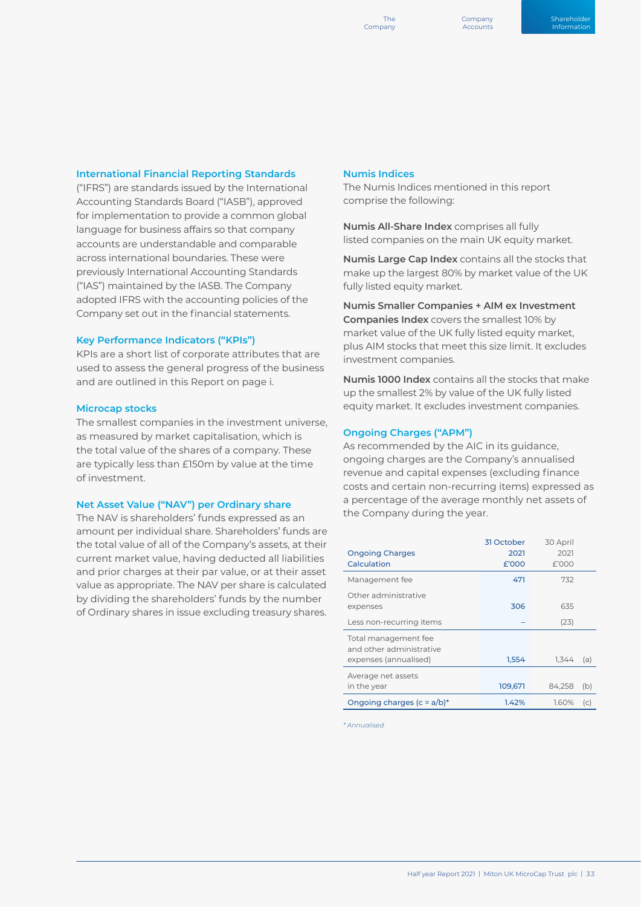### International Financial Reporting Standards

("IFRS") are standards issued by the International Accounting Standards Board ("IASB"), approved for implementation to provide a common global language for business affairs so that company accounts are understandable and comparable across international boundaries. These were previously International Accounting Standards ("IAS") maintained by the IASB. The Company adopted IFRS with the accounting policies of the Company set out in the financial statements.

### Key Performance Indicators ("KPIs")

KPIs are a short list of corporate attributes that are used to assess the general progress of the business and are outlined in this Report on page i.

### Microcap stocks

The smallest companies in the investment universe, as measured by market capitalisation, which is the total value of the shares of a company. These are typically less than £150m by value at the time of investment.

### Net Asset Value ("NAV") per Ordinary share

The NAV is shareholders' funds expressed as an amount per individual share. Shareholders' funds are the total value of all of the Company's assets, at their current market value, having deducted all liabilities and prior charges at their par value, or at their asset value as appropriate. The NAV per share is calculated by dividing the shareholders' funds by the number of Ordinary shares in issue excluding treasury shares.

### Numis Indices

The Numis Indices mentioned in this report comprise the following:

**Numis All-Share Index** comprises all fully listed companies on the main UK equity market.

**Numis Large Cap Index** contains all the stocks that make up the largest 80% by market value of the UK fully listed equity market.

**Numis Smaller Companies + AIM ex Investment Companies Index** covers the smallest 10% by market value of the UK fully listed equity market, plus AIM stocks that meet this size limit. It excludes investment companies.

**Numis 1000 Index** contains all the stocks that make up the smallest 2% by value of the UK fully listed equity market. It excludes investment companies.

### Ongoing Charges ("APM")

As recommended by the AIC in its guidance, ongoing charges are the Company's annualised revenue and capital expenses (excluding finance costs and certain non-recurring items) expressed as a percentage of the average monthly net assets of the Company during the year.

| Ongoing Charges Calculation | 31 October 2021 £'000 | 30 April 2021 £'000 | |
|---|---|---|---|
| Management fee | 471 | 732 | |
| Other administrative expenses | 306 | 635 | |
| Less non-recurring items | – | (23) | |
| Total management fee and other administrative expenses (annualised) | 1,554 | 1,344 | (a) |
| Average net assets in the year | 109,671 | 84,258 | (b) |
| Ongoing charges (c = a/b)* | 1.42% | 1.60% | (c) |

*\* Annualised.*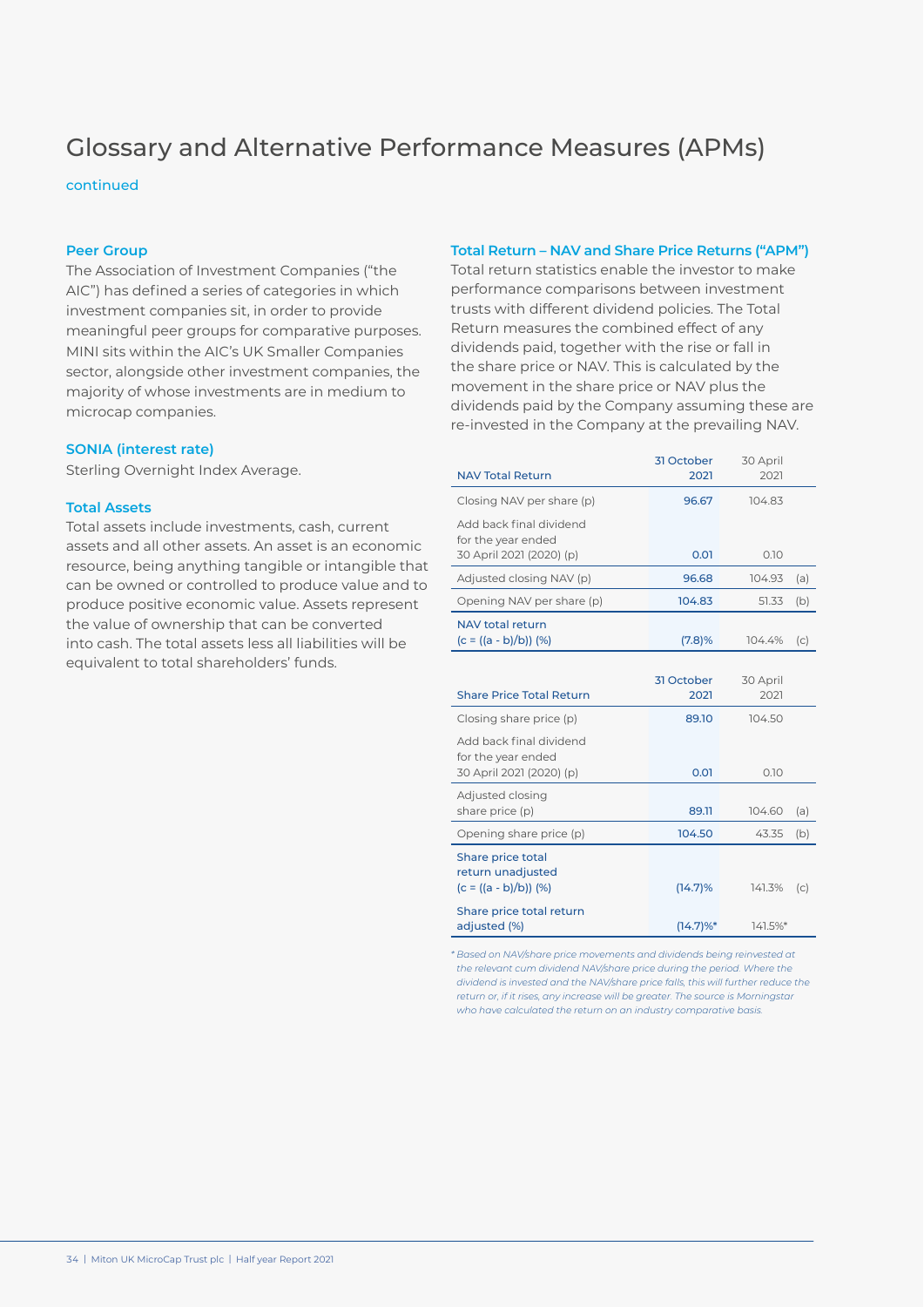# Glossary and Alternative Performance Measures (APMs)

continued

### Peer Group

The Association of Investment Companies ("the AIC") has defined a series of categories in which investment companies sit, in order to provide meaningful peer groups for comparative purposes. MINI sits within the AIC's UK Smaller Companies sector, alongside other investment companies, the majority of whose investments are in medium to microcap companies.

### SONIA (interest rate)

Sterling Overnight Index Average.

### Total Assets

Total assets include investments, cash, current assets and all other assets. An asset is an economic resource, being anything tangible or intangible that can be owned or controlled to produce value and to produce positive economic value. Assets represent the value of ownership that can be converted into cash. The total assets less all liabilities will be equivalent to total shareholders' funds.

### Total Return – NAV and Share Price Returns ("APM")

Total return statistics enable the investor to make performance comparisons between investment trusts with different dividend policies. The Total Return measures the combined effect of any dividends paid, together with the rise or fall in the share price or NAV. This is calculated by the movement in the share price or NAV plus the dividends paid by the Company assuming these are re-invested in the Company at the prevailing NAV.

| NAV Total Return | 31 October 2021 | 30 April 2021 | |
|---|---|---|---|
| Closing NAV per share (p) | 96.67 | 104.83 | |
| Add back final dividend for the year ended 30 April 2021 (2020) (p) | 0.01 | 0.10 | |
| Adjusted closing NAV (p) | 96.68 | 104.93 | (a) |
| Opening NAV per share (p) | 104.83 | 51.33 | (b) |
| NAV total return (c = ((a - b)/b)) (%) | (7.8)% | 104.4% | (c) |

| Share Price Total Return | 31 October 2021 | 30 April 2021 | |
|---|---|---|---|
| Closing share price (p) | 89.10 | 104.50 | |
| Add back final dividend for the year ended 30 April 2021 (2020) (p) | 0.01 | 0.10 | |
| Adjusted closing share price (p) | 89.11 | 104.60 | (a) |
| Opening share price (p) | 104.50 | 43.35 | (b) |
| Share price total return unadjusted (c = ((a - b)/b)) (%) | (14.7)% | 141.3% | (c) |
| Share price total return adjusted (%) | (14.7)%* | 141.5%* | |

*\* Based on NAV/share price movements and dividends being reinvested at the relevant cum dividend NAV/share price during the period. Where the dividend is invested and the NAV/share price falls, this will further reduce the return or, if it rises, any increase will be greater. The source is Morningstar who have calculated the return on an industry comparative basis.*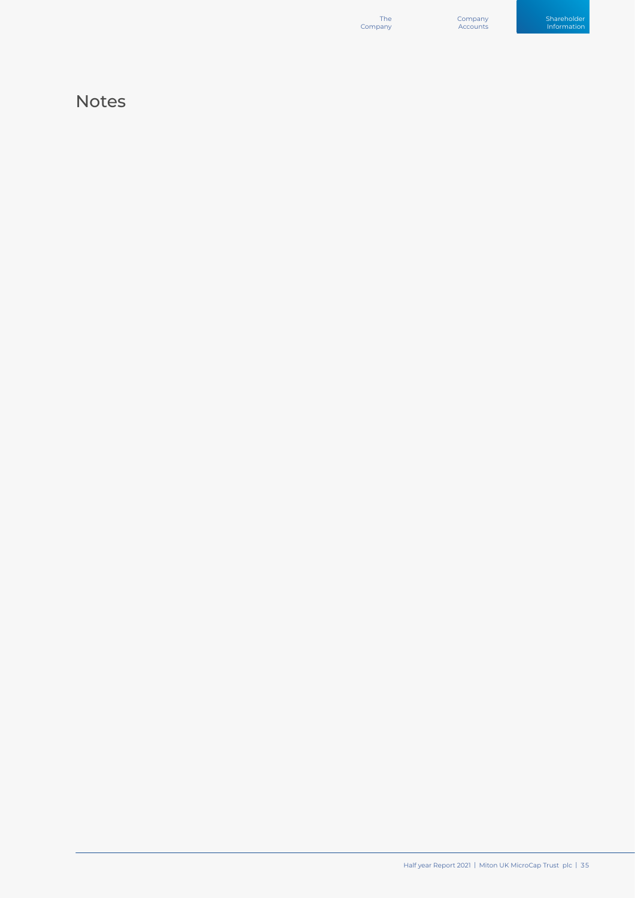# Notes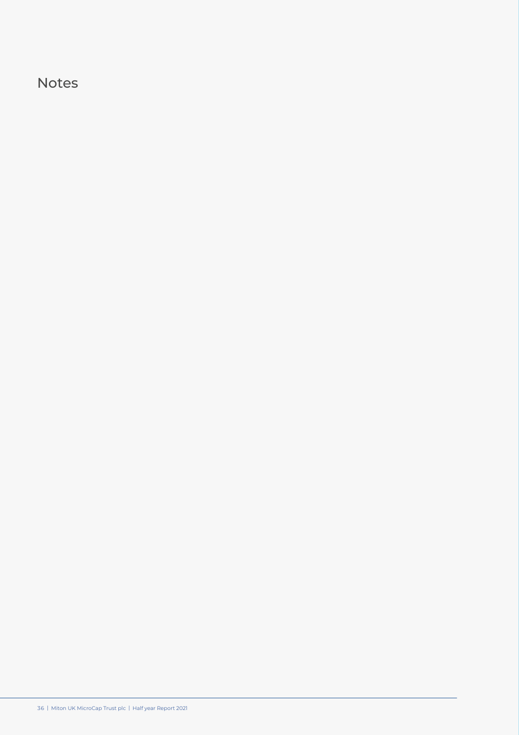# Notes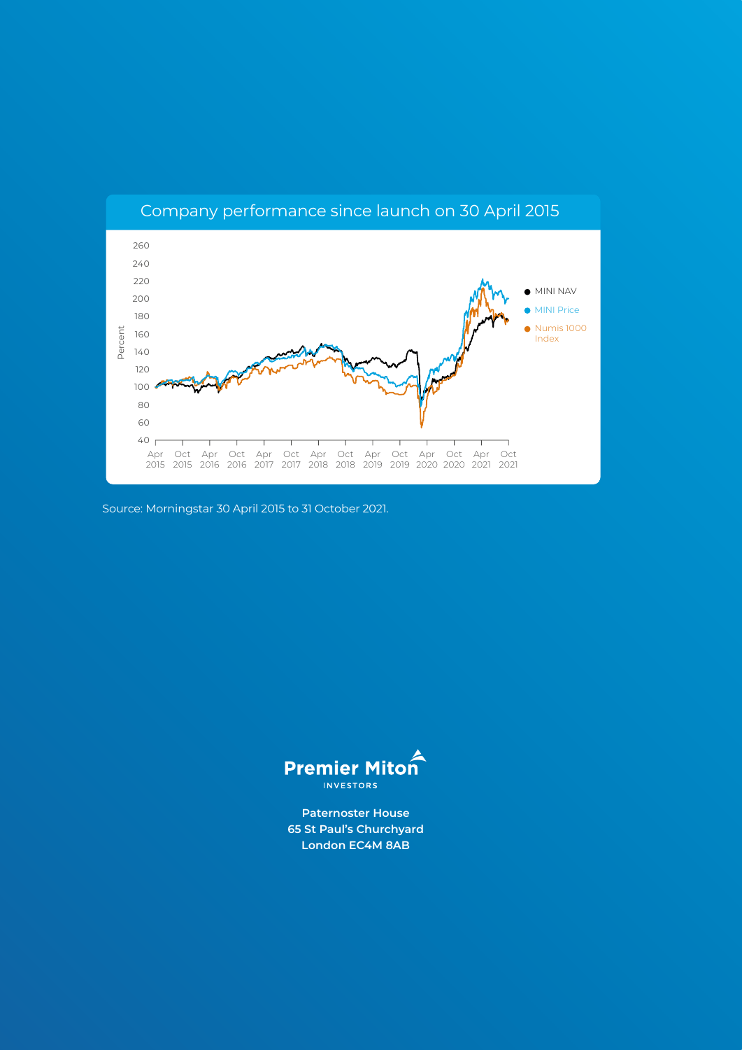## Company performance since launch on 30 April 2015

260
240
220
200
180
160
140
120
100
80
60
40

Percent

Apr 2015
Oct 2015
Apr 2016
Oct 2016
Apr 2017
Oct 2017
Apr 2018
Oct 2018
Apr 2019
Oct 2019
Apr 2020
Oct 2020
Apr 2021
Oct 2021

MINI NAV
MINI Price
Numis 1000 Index

Source: Morningstar 30 April 2015 to 31 October 2021.

**Premier Miton**
INVESTORS

**Paternoster House**
**65 St Paul's Churchyard**
**London EC4M 8AB**